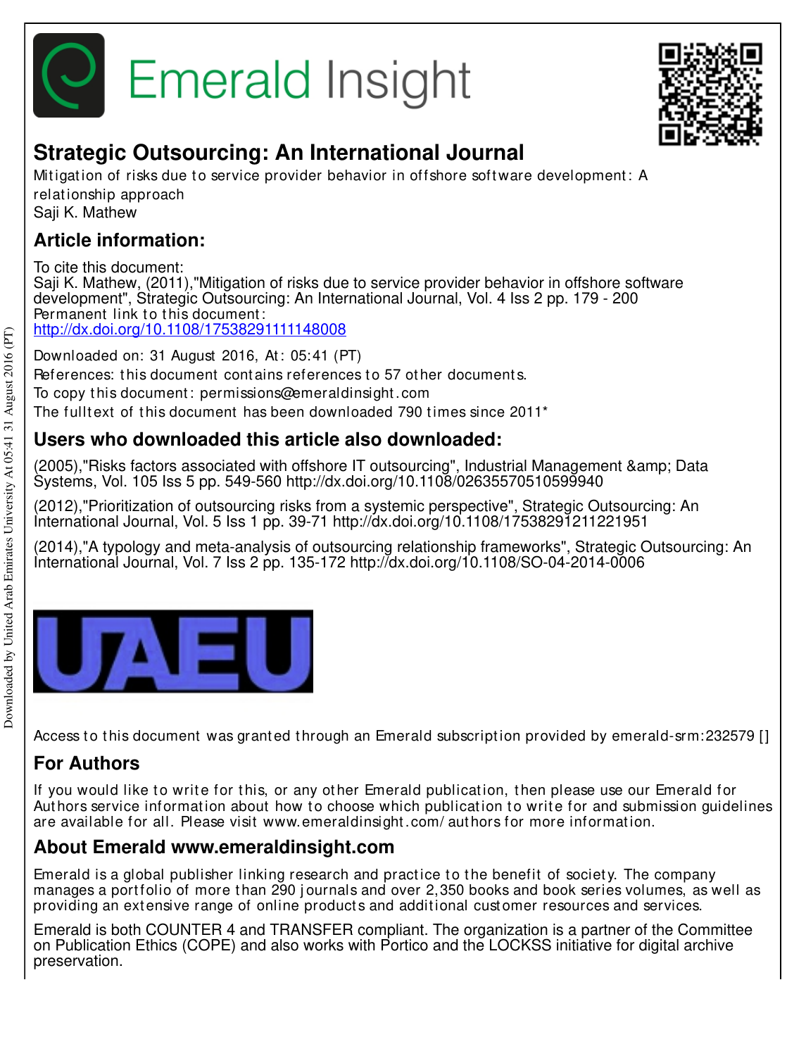# Strategic Outsourcing: An International Journal

Mitigation of risks due to service provider behavior in offshore software development: A relationship approach

Saji K. Mathew

## Article information:

To cite this document:

Saji K. Mathew, (2011),"Mitigation of risks due to service provider behavior in offshore software development", Strategic Outsourcing: An International Journal, Vol. 4 Iss 2 pp. 179 - 200

Permanent link to this document:

http://dx.doi.org/10.1108/17538291111148008

Downloaded on: 31 August 2016, At: 05:41 (PT)

References: this document contains references to 57 other documents.

To copy this document: permissions@emeraldinsight.com

The fulltext of this document has been downloaded 790 times since 2011*

## Users who downloaded this article also downloaded:

(2005),"Risks factors associated with offshore IT outsourcing", Industrial Management &amp; Data Systems, Vol. 105 Iss 5 pp. 549-560 http://dx.doi.org/10.1108/02635570510599940

(2012),"Prioritization of outsourcing risks from a systemic perspective", Strategic Outsourcing: An International Journal, Vol. 5 Iss 1 pp. 39-71 http://dx.doi.org/10.1108/17538291211221951

(2014),"A typology and meta-analysis of outsourcing relationship frameworks", Strategic Outsourcing: An International Journal, Vol. 7 Iss 2 pp. 135-172 http://dx.doi.org/10.1108/SO-04-2014-0006

Access to this document was granted through an Emerald subscription provided by emerald-srm:232579 []

## For Authors

If you would like to write for this, or any other Emerald publication, then please use our Emerald for Authors service information about how to choose which publication to write for and submission guidelines are available for all. Please visit www.emeraldinsight.com/authors for more information.

## About Emerald www.emeraldinsight.com

Emerald is a global publisher linking research and practice to the benefit of society. The company manages a portfolio of more than 290 journals and over 2,350 books and book series volumes, as well as providing an extensive range of online products and additional customer resources and services.

Emerald is both COUNTER 4 and TRANSFER compliant. The organization is a partner of the Committee on Publication Ethics (COPE) and also works with Portico and the LOCKSS initiative for digital archive preservation.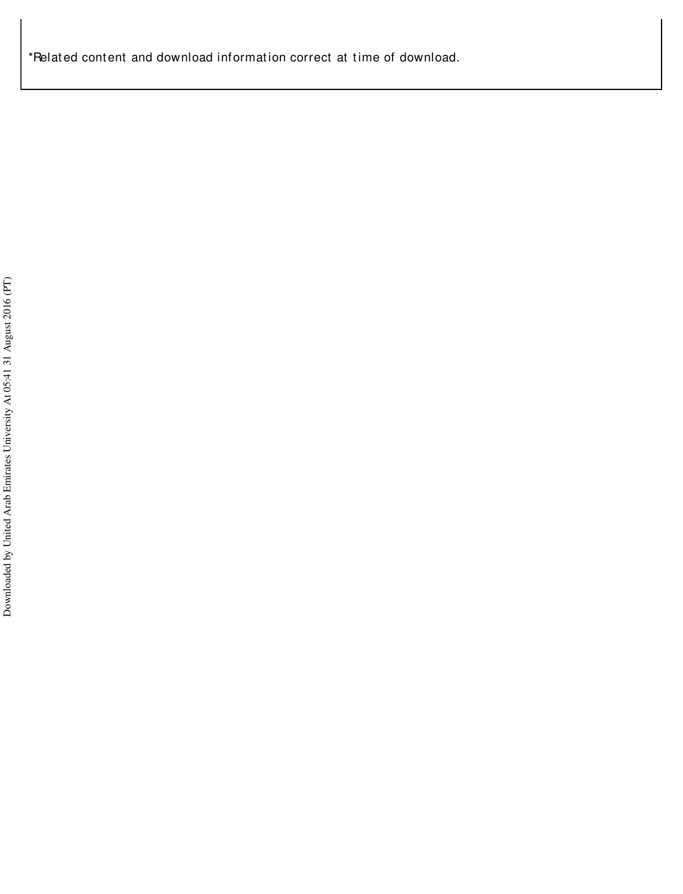*Related content and download information correct at time of download.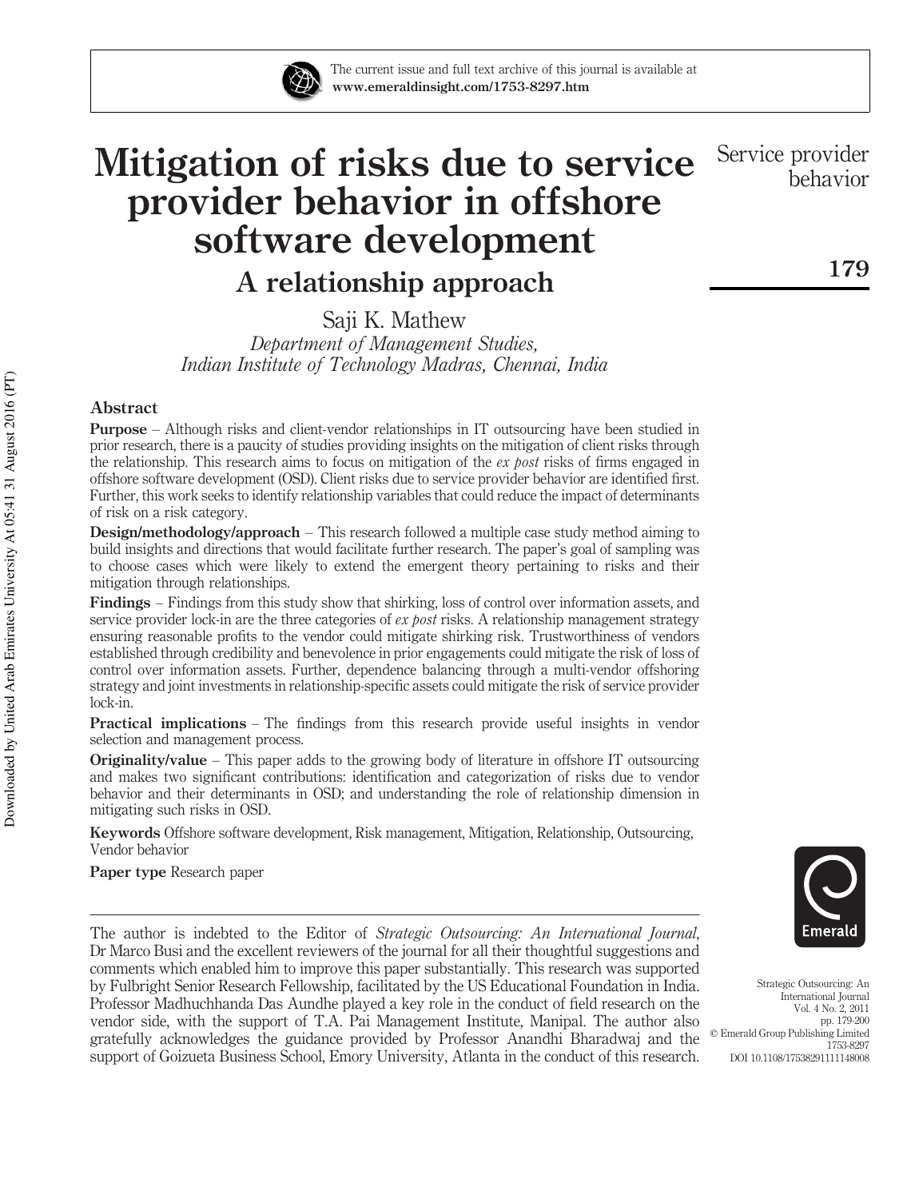# Mitigation of risks due to service provider behavior in offshore software development

## A relationship approach

Saji K. Mathew

*Department of Management Studies, Indian Institute of Technology Madras, Chennai, India*

## Abstract

**Purpose** – Although risks and client-vendor relationships in IT outsourcing have been studied in prior research, there is a paucity of studies providing insights on the mitigation of client risks through the relationship. This research aims to focus on mitigation of the *ex post* risks of firms engaged in offshore software development (OSD). Client risks due to service provider behavior are identified first. Further, this work seeks to identify relationship variables that could reduce the impact of determinants of risk on a risk category.

**Design/methodology/approach** – This research followed a multiple case study method aiming to build insights and directions that would facilitate further research. The paper's goal of sampling was to choose cases which were likely to extend the emergent theory pertaining to risks and their mitigation through relationships.

**Findings** – Findings from this study show that shirking, loss of control over information assets, and service provider lock-in are the three categories of *ex post* risks. A relationship management strategy ensuring reasonable profits to the vendor could mitigate shirking risk. Trustworthiness of vendors established through credibility and benevolence in prior engagements could mitigate the risk of loss of control over information assets. Further, dependence balancing through a multi-vendor offshoring strategy and joint investments in relationship-specific assets could mitigate the risk of service provider lock-in.

**Practical implications** – The findings from this research provide useful insights in vendor selection and management process.

**Originality/value** – This paper adds to the growing body of literature in offshore IT outsourcing and makes two significant contributions: identification and categorization of risks due to vendor behavior and their determinants in OSD; and understanding the role of relationship dimension in mitigating such risks in OSD.

**Keywords** Offshore software development, Risk management, Mitigation, Relationship, Outsourcing, Vendor behavior

**Paper type** Research paper

The author is indebted to the Editor of *Strategic Outsourcing: An International Journal*, Dr Marco Busi and the excellent reviewers of the journal for all their thoughtful suggestions and comments which enabled him to improve this paper substantially. This research was supported by Fulbright Senior Research Fellowship, facilitated by the US Educational Foundation in India. Professor Madhuchhanda Das Aundhe played a key role in the conduct of field research on the vendor side, with the support of T.A. Pai Management Institute, Manipal. The author also gratefully acknowledges the guidance provided by Professor Anandhi Bharadwaj and the support of Goizueta Business School, Emory University, Atlanta in the conduct of this research.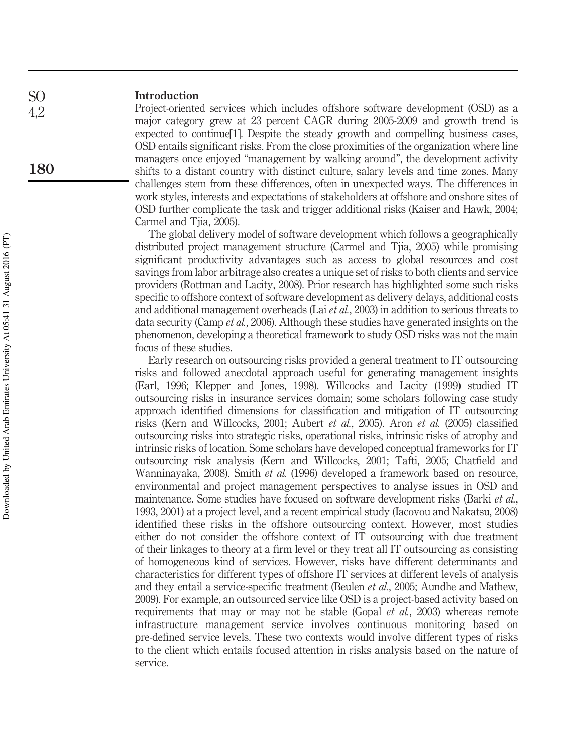## Introduction

Project-oriented services which includes offshore software development (OSD) as a major category grew at 23 percent CAGR during 2005-2009 and growth trend is expected to continue[1]. Despite the steady growth and compelling business cases, OSD entails significant risks. From the close proximities of the organization where line managers once enjoyed "management by walking around", the development activity shifts to a distant country with distinct culture, salary levels and time zones. Many challenges stem from these differences, often in unexpected ways. The differences in work styles, interests and expectations of stakeholders at offshore and onshore sites of OSD further complicate the task and trigger additional risks (Kaiser and Hawk, 2004; Carmel and Tjia, 2005).

The global delivery model of software development which follows a geographically distributed project management structure (Carmel and Tjia, 2005) while promising significant productivity advantages such as access to global resources and cost savings from labor arbitrage also creates a unique set of risks to both clients and service providers (Rottman and Lacity, 2008). Prior research has highlighted some such risks specific to offshore context of software development as delivery delays, additional costs and additional management overheads (Lai *et al.*, 2003) in addition to serious threats to data security (Camp *et al.*, 2006). Although these studies have generated insights on the phenomenon, developing a theoretical framework to study OSD risks was not the main focus of these studies.

Early research on outsourcing risks provided a general treatment to IT outsourcing risks and followed anecdotal approach useful for generating management insights (Earl, 1996; Klepper and Jones, 1998). Willcocks and Lacity (1999) studied IT outsourcing risks in insurance services domain; some scholars following case study approach identified dimensions for classification and mitigation of IT outsourcing risks (Kern and Willcocks, 2001; Aubert *et al.*, 2005). Aron *et al.* (2005) classified outsourcing risks into strategic risks, operational risks, intrinsic risks of atrophy and intrinsic risks of location. Some scholars have developed conceptual frameworks for IT outsourcing risk analysis (Kern and Willcocks, 2001; Tafti, 2005; Chatfield and Wanninayaka, 2008). Smith *et al.* (1996) developed a framework based on resource, environmental and project management perspectives to analyse issues in OSD and maintenance. Some studies have focused on software development risks (Barki *et al.*, 1993, 2001) at a project level, and a recent empirical study (Iacovou and Nakatsu, 2008) identified these risks in the offshore outsourcing context. However, most studies either do not consider the offshore context of IT outsourcing with due treatment of their linkages to theory at a firm level or they treat all IT outsourcing as consisting of homogeneous kind of services. However, risks have different determinants and characteristics for different types of offshore IT services at different levels of analysis and they entail a service-specific treatment (Beulen *et al.*, 2005; Aundhe and Mathew, 2009). For example, an outsourced service like OSD is a project-based activity based on requirements that may or may not be stable (Gopal *et al.*, 2003) whereas remote infrastructure management service involves continuous monitoring based on pre-defined service levels. These two contexts would involve different types of risks to the client which entails focused attention in risks analysis based on the nature of service.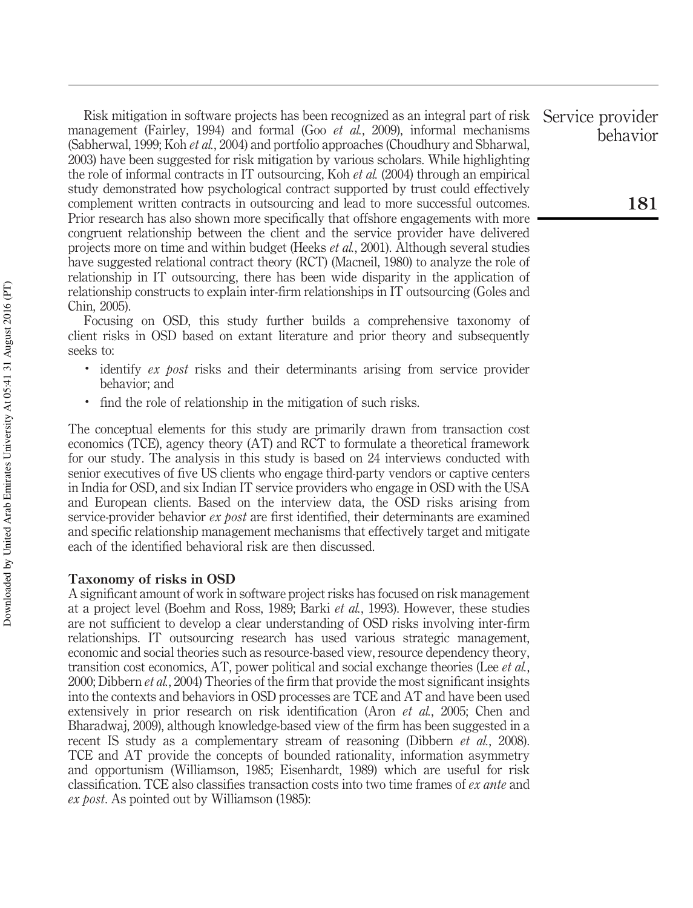Risk mitigation in software projects has been recognized as an integral part of risk management (Fairley, 1994) and formal (Goo *et al.*, 2009), informal mechanisms (Sabherwal, 1999; Koh *et al.*, 2004) and portfolio approaches (Choudhury and Sbharwal, 2003) have been suggested for risk mitigation by various scholars. While highlighting the role of informal contracts in IT outsourcing, Koh *et al.* (2004) through an empirical study demonstrated how psychological contract supported by trust could effectively complement written contracts in outsourcing and lead to more successful outcomes. Prior research has also shown more specifically that offshore engagements with more congruent relationship between the client and the service provider have delivered projects more on time and within budget (Heeks *et al.*, 2001). Although several studies have suggested relational contract theory (RCT) (Macneil, 1980) to analyze the role of relationship in IT outsourcing, there has been wide disparity in the application of relationship constructs to explain inter-firm relationships in IT outsourcing (Goles and Chin, 2005).

Focusing on OSD, this study further builds a comprehensive taxonomy of client risks in OSD based on extant literature and prior theory and subsequently seeks to:

- identify *ex post* risks and their determinants arising from service provider behavior; and
- find the role of relationship in the mitigation of such risks.

The conceptual elements for this study are primarily drawn from transaction cost economics (TCE), agency theory (AT) and RCT to formulate a theoretical framework for our study. The analysis in this study is based on 24 interviews conducted with senior executives of five US clients who engage third-party vendors or captive centers in India for OSD, and six Indian IT service providers who engage in OSD with the USA and European clients. Based on the interview data, the OSD risks arising from service-provider behavior *ex post* are first identified, their determinants are examined and specific relationship management mechanisms that effectively target and mitigate each of the identified behavioral risk are then discussed.

### Taxonomy of risks in OSD

A significant amount of work in software project risks has focused on risk management at a project level (Boehm and Ross, 1989; Barki *et al.*, 1993). However, these studies are not sufficient to develop a clear understanding of OSD risks involving inter-firm relationships. IT outsourcing research has used various strategic management, economic and social theories such as resource-based view, resource dependency theory, transition cost economics, AT, power political and social exchange theories (Lee *et al.*, 2000; Dibbern *et al.*, 2004) Theories of the firm that provide the most significant insights into the contexts and behaviors in OSD processes are TCE and AT and have been used extensively in prior research on risk identification (Aron *et al.*, 2005; Chen and Bharadwaj, 2009), although knowledge-based view of the firm has been suggested in a recent IS study as a complementary stream of reasoning (Dibbern *et al.*, 2008). TCE and AT provide the concepts of bounded rationality, information asymmetry and opportunism (Williamson, 1985; Eisenhardt, 1989) which are useful for risk classification. TCE also classifies transaction costs into two time frames of *ex ante* and *ex post*. As pointed out by Williamson (1985):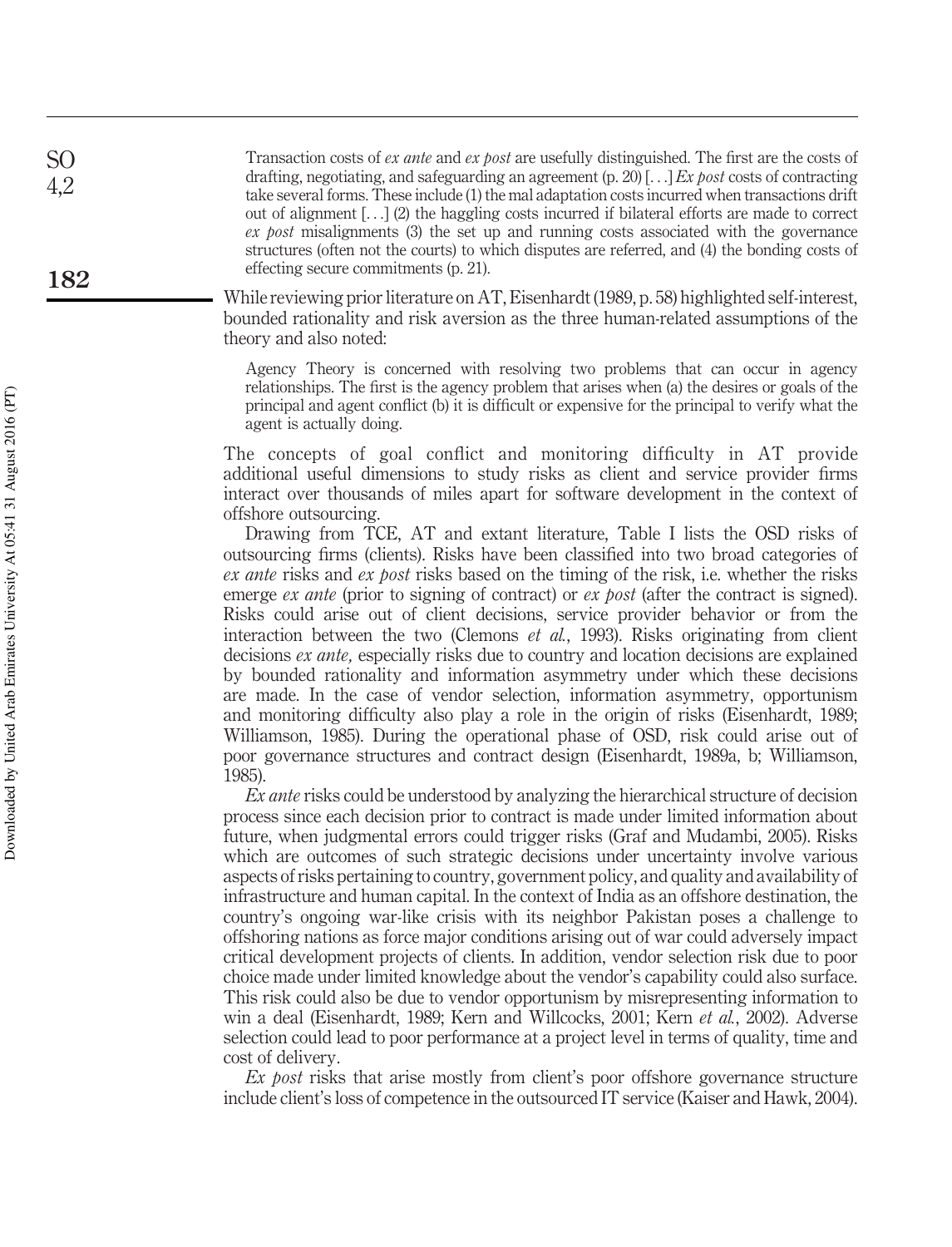> Transaction costs of *ex ante* and *ex post* are usefully distinguished. The first are the costs of drafting, negotiating, and safeguarding an agreement (p. 20) [...] *Ex post* costs of contracting take several forms. These include (1) the mal adaptation costs incurred when transactions drift out of alignment [...] (2) the haggling costs incurred if bilateral efforts are made to correct *ex post* misalignments (3) the set up and running costs associated with the governance structures (often not the courts) to which disputes are referred, and (4) the bonding costs of effecting secure commitments (p. 21).

While reviewing prior literature on AT, Eisenhardt (1989, p. 58) highlighted self-interest, bounded rationality and risk aversion as the three human-related assumptions of the theory and also noted:

> Agency Theory is concerned with resolving two problems that can occur in agency relationships. The first is the agency problem that arises when (a) the desires or goals of the principal and agent conflict (b) it is difficult or expensive for the principal to verify what the agent is actually doing.

The concepts of goal conflict and monitoring difficulty in AT provide additional useful dimensions to study risks as client and service provider firms interact over thousands of miles apart for software development in the context of offshore outsourcing.

Drawing from TCE, AT and extant literature, Table I lists the OSD risks of outsourcing firms (clients). Risks have been classified into two broad categories of *ex ante* risks and *ex post* risks based on the timing of the risk, i.e. whether the risks emerge *ex ante* (prior to signing of contract) or *ex post* (after the contract is signed). Risks could arise out of client decisions, service provider behavior or from the interaction between the two (Clemons *et al.*, 1993). Risks originating from client decisions *ex ante,* especially risks due to country and location decisions are explained by bounded rationality and information asymmetry under which these decisions are made. In the case of vendor selection, information asymmetry, opportunism and monitoring difficulty also play a role in the origin of risks (Eisenhardt, 1989; Williamson, 1985). During the operational phase of OSD, risk could arise out of poor governance structures and contract design (Eisenhardt, 1989a, b; Williamson, 1985).

*Ex ante* risks could be understood by analyzing the hierarchical structure of decision process since each decision prior to contract is made under limited information about future, when judgmental errors could trigger risks (Graf and Mudambi, 2005). Risks which are outcomes of such strategic decisions under uncertainty involve various aspects of risks pertaining to country, government policy, and quality and availability of infrastructure and human capital. In the context of India as an offshore destination, the country's ongoing war-like crisis with its neighbor Pakistan poses a challenge to offshoring nations as force major conditions arising out of war could adversely impact critical development projects of clients. In addition, vendor selection risk due to poor choice made under limited knowledge about the vendor's capability could also surface. This risk could also be due to vendor opportunism by misrepresenting information to win a deal (Eisenhardt, 1989; Kern and Willcocks, 2001; Kern *et al.*, 2002). Adverse selection could lead to poor performance at a project level in terms of quality, time and cost of delivery.

*Ex post* risks that arise mostly from client's poor offshore governance structure include client's loss of competence in the outsourced IT service (Kaiser and Hawk, 2004).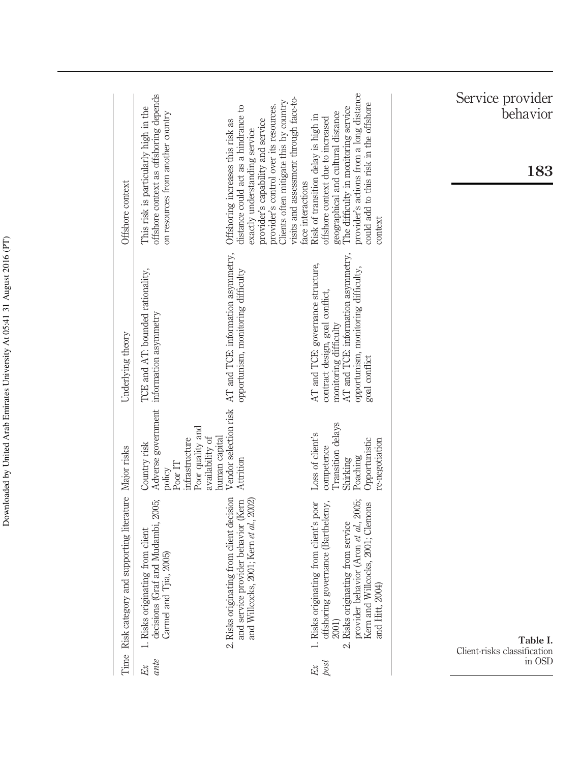**Table I.** Client-risks classification in OSD

| Time | Risk category and supporting literature | Major risks | Underlying theory | Offshore context |
|---|---|---|---|---|
| *Ex ante* | 1. Risks originating from client decisions (Graf and Mudambi, 2005; Carmel and Tjia, 2005) | Country risk<br>Adverse government policy<br>Poor IT infrastructure<br>Poor quality and availability of human capital | TCE and AT: bounded rationality, information asymmetry | This risk is particularly high in the offshore context as offshoring depends on resources from another country |
| | 2. Risks originating from client decision and service provider behavior (Kern and Willcocks, 2001; Kern *et al.*, 2002) | Vendor selection risk<br>Attrition | AT and TCE: information asymmetry, opportunism, monitoring difficulty | Offshoring increases this risk as distance could act as a hindrance to exactly understanding service provider's capability and service provider's control over its resources. Clients often mitigate this by country visits and assessment through face-to-face interactions |
| *Ex post* | 1. Risks originating from client's poor offshoring governance (Barthelemy, 2001)<br>2. Risks originating from service provider behavior (Aron *et al.*, 2005; Kern and Willcocks, 2001; Clemons and Hitt, 2004) | Loss of client's competence<br>Transition delays<br>Shirking<br>Poaching<br>Opportunistic re-negotiation | AT and TCE: governance structure, contract design, goal conflict, monitoring difficulty<br>AT and TCE: information asymmetry, opportunism, monitoring difficulty, goal conflict | Risk of transition delay is high in offshore context due to increased geographical and cultural distance<br>The difficulty in monitoring service provider's actions from a long distance could add to this risk in the offshore context |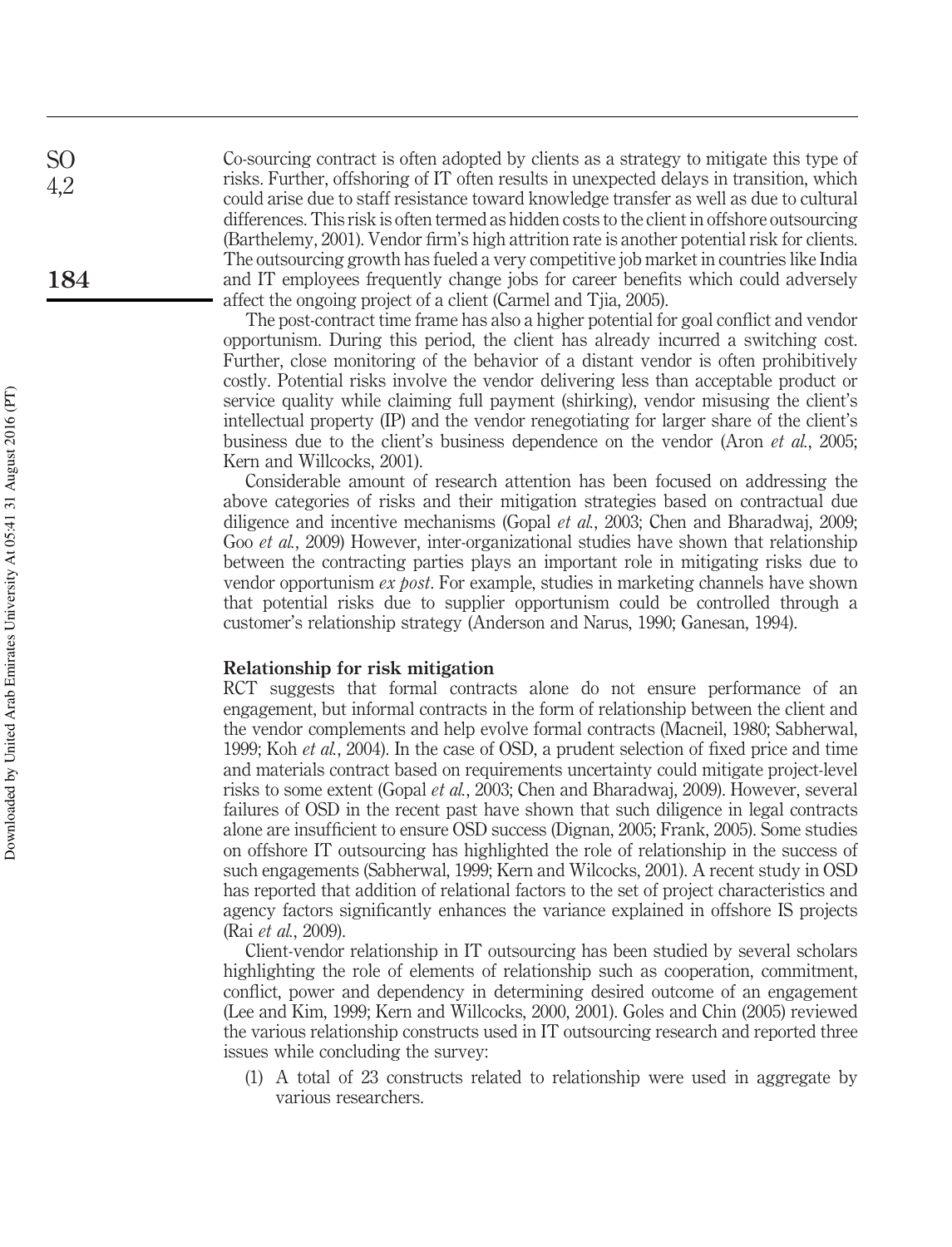Co-sourcing contract is often adopted by clients as a strategy to mitigate this type of risks. Further, offshoring of IT often results in unexpected delays in transition, which could arise due to staff resistance toward knowledge transfer as well as due to cultural differences. This risk is often termed as hidden costs to the client in offshore outsourcing (Barthelemy, 2001). Vendor firm's high attrition rate is another potential risk for clients. The outsourcing growth has fueled a very competitive job market in countries like India and IT employees frequently change jobs for career benefits which could adversely affect the ongoing project of a client (Carmel and Tjia, 2005).

The post-contract time frame has also a higher potential for goal conflict and vendor opportunism. During this period, the client has already incurred a switching cost. Further, close monitoring of the behavior of a distant vendor is often prohibitively costly. Potential risks involve the vendor delivering less than acceptable product or service quality while claiming full payment (shirking), vendor misusing the client's intellectual property (IP) and the vendor renegotiating for larger share of the client's business due to the client's business dependence on the vendor (Aron *et al.*, 2005; Kern and Willcocks, 2001).

Considerable amount of research attention has been focused on addressing the above categories of risks and their mitigation strategies based on contractual due diligence and incentive mechanisms (Gopal *et al.*, 2003; Chen and Bharadwaj, 2009; Goo *et al.*, 2009) However, inter-organizational studies have shown that relationship between the contracting parties plays an important role in mitigating risks due to vendor opportunism *ex post*. For example, studies in marketing channels have shown that potential risks due to supplier opportunism could be controlled through a customer's relationship strategy (Anderson and Narus, 1990; Ganesan, 1994).

### Relationship for risk mitigation

RCT suggests that formal contracts alone do not ensure performance of an engagement, but informal contracts in the form of relationship between the client and the vendor complements and help evolve formal contracts (Macneil, 1980; Sabherwal, 1999; Koh *et al.*, 2004). In the case of OSD, a prudent selection of fixed price and time and materials contract based on requirements uncertainty could mitigate project-level risks to some extent (Gopal *et al.*, 2003; Chen and Bharadwaj, 2009). However, several failures of OSD in the recent past have shown that such diligence in legal contracts alone are insufficient to ensure OSD success (Dignan, 2005; Frank, 2005). Some studies on offshore IT outsourcing has highlighted the role of relationship in the success of such engagements (Sabherwal, 1999; Kern and Wilcocks, 2001). A recent study in OSD has reported that addition of relational factors to the set of project characteristics and agency factors significantly enhances the variance explained in offshore IS projects (Rai *et al.*, 2009).

Client-vendor relationship in IT outsourcing has been studied by several scholars highlighting the role of elements of relationship such as cooperation, commitment, conflict, power and dependency in determining desired outcome of an engagement (Lee and Kim, 1999; Kern and Willcocks, 2000, 2001). Goles and Chin (2005) reviewed the various relationship constructs used in IT outsourcing research and reported three issues while concluding the survey:

(1) A total of 23 constructs related to relationship were used in aggregate by various researchers.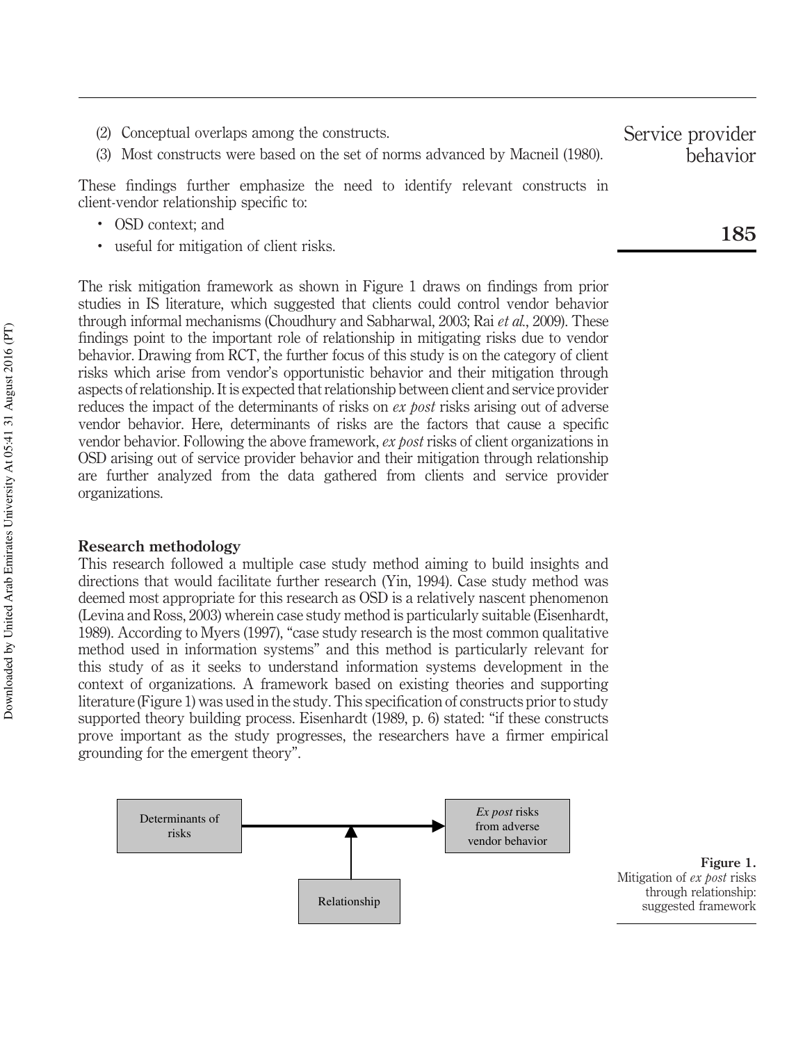(2) Conceptual overlaps among the constructs.
(3) Most constructs were based on the set of norms advanced by Macneil (1980).

These findings further emphasize the need to identify relevant constructs in client-vendor relationship specific to:

- OSD context; and
- useful for mitigation of client risks.

The risk mitigation framework as shown in Figure 1 draws on findings from prior studies in IS literature, which suggested that clients could control vendor behavior through informal mechanisms (Choudhury and Sabharwal, 2003; Rai *et al.*, 2009). These findings point to the important role of relationship in mitigating risks due to vendor behavior. Drawing from RCT, the further focus of this study is on the category of client risks which arise from vendor's opportunistic behavior and their mitigation through aspects of relationship. It is expected that relationship between client and service provider reduces the impact of the determinants of risks on *ex post* risks arising out of adverse vendor behavior. Here, determinants of risks are the factors that cause a specific vendor behavior. Following the above framework, *ex post* risks of client organizations in OSD arising out of service provider behavior and their mitigation through relationship are further analyzed from the data gathered from clients and service provider organizations.

## Research methodology

This research followed a multiple case study method aiming to build insights and directions that would facilitate further research (Yin, 1994). Case study method was deemed most appropriate for this research as OSD is a relatively nascent phenomenon (Levina and Ross, 2003) wherein case study method is particularly suitable (Eisenhardt, 1989). According to Myers (1997), "case study research is the most common qualitative method used in information systems" and this method is particularly relevant for this study of as it seeks to understand information systems development in the context of organizations. A framework based on existing theories and supporting literature (Figure 1) was used in the study. This specification of constructs prior to study supported theory building process. Eisenhardt (1989, p. 6) stated: "if these constructs prove important as the study progresses, the researchers have a firmer empirical grounding for the emergent theory".

Determinants of risks → *Ex post* risks from adverse vendor behavior; Relationship (moderating)

**Figure 1.** Mitigation of *ex post* risks through relationship: suggested framework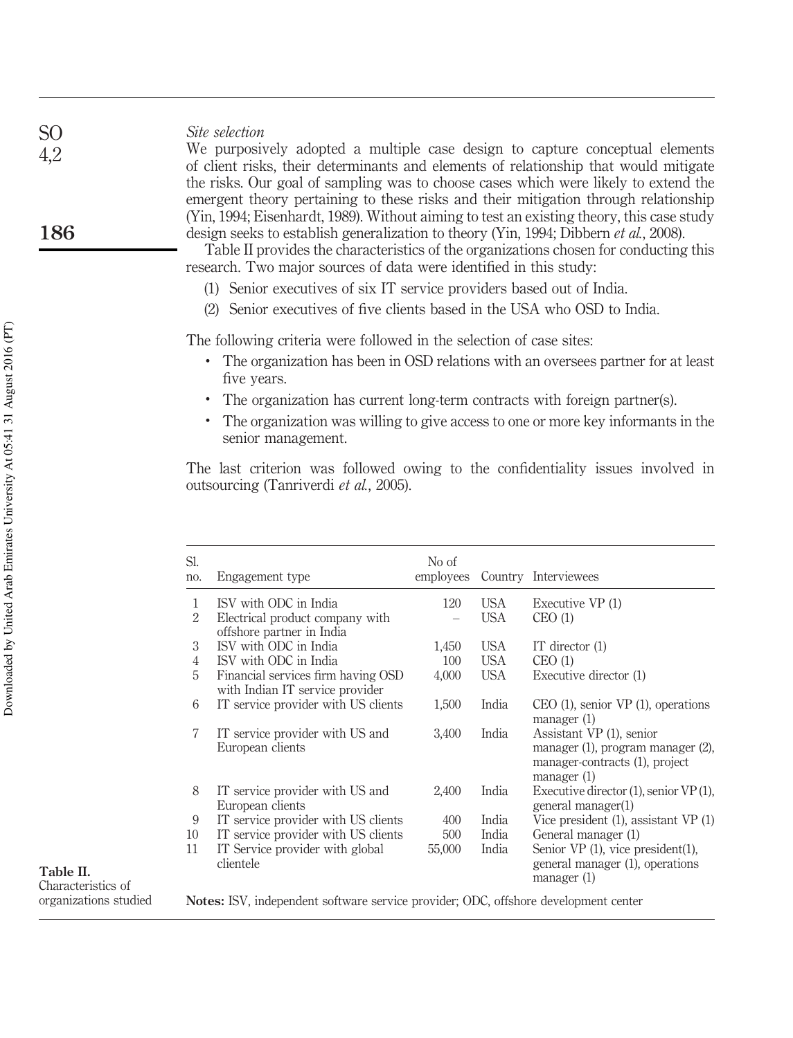### *Site selection*

We purposively adopted a multiple case design to capture conceptual elements of client risks, their determinants and elements of relationship that would mitigate the risks. Our goal of sampling was to choose cases which were likely to extend the emergent theory pertaining to these risks and their mitigation through relationship (Yin, 1994; Eisenhardt, 1989). Without aiming to test an existing theory, this case study design seeks to establish generalization to theory (Yin, 1994; Dibbern *et al.*, 2008).

Table II provides the characteristics of the organizations chosen for conducting this research. Two major sources of data were identified in this study:

(1) Senior executives of six IT service providers based out of India.

(2) Senior executives of five clients based in the USA who OSD to India.

The following criteria were followed in the selection of case sites:

- The organization has been in OSD relations with an oversees partner for at least five years.
- The organization has current long-term contracts with foreign partner(s).
- The organization was willing to give access to one or more key informants in the senior management.

The last criterion was followed owing to the confidentiality issues involved in outsourcing (Tanriverdi *et al.*, 2005).

**Table II.** Characteristics of organizations studied

| Sl. no. | Engagement type | No of employees | Country | Interviewees |
|---|---|---|---|---|
| 1 | ISV with ODC in India | 120 | USA | Executive VP (1) |
| 2 | Electrical product company with offshore partner in India | – | USA | CEO (1) |
| 3 | ISV with ODC in India | 1,450 | USA | IT director (1) |
| 4 | ISV with ODC in India | 100 | USA | CEO (1) |
| 5 | Financial services firm having OSD with Indian IT service provider | 4,000 | USA | Executive director (1) |
| 6 | IT service provider with US clients | 1,500 | India | CEO (1), senior VP (1), operations manager (1) |
| 7 | IT service provider with US and European clients | 3,400 | India | Assistant VP (1), senior manager (1), program manager (2), manager-contracts (1), project manager (1) |
| 8 | IT service provider with US and European clients | 2,400 | India | Executive director (1), senior VP (1), general manager(1) |
| 9 | IT service provider with US clients | 400 | India | Vice president (1), assistant VP (1) |
| 10 | IT service provider with US clients | 500 | India | General manager (1) |
| 11 | IT Service provider with global clientele | 55,000 | India | Senior VP (1), vice president(1), general manager (1), operations manager (1) |

**Notes:** ISV, independent software service provider; ODC, offshore development center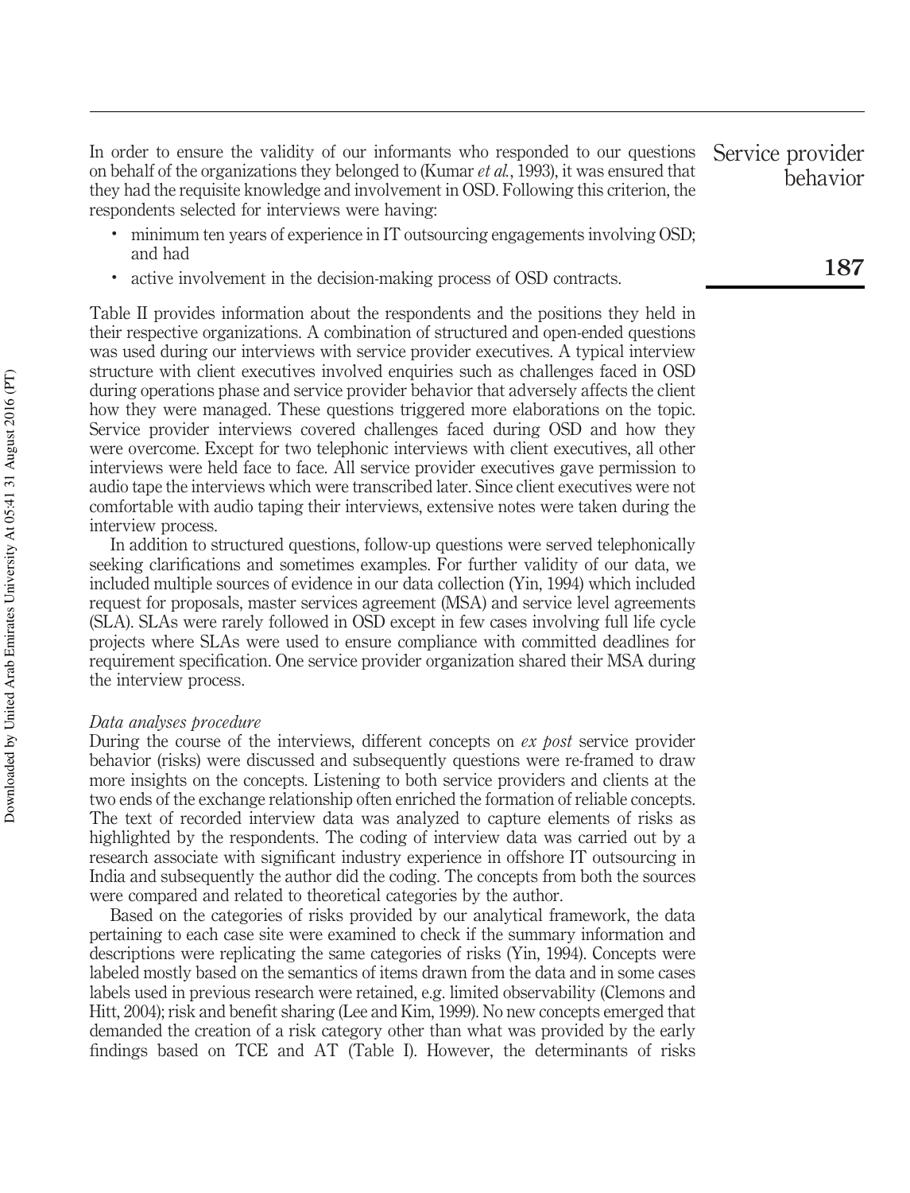In order to ensure the validity of our informants who responded to our questions on behalf of the organizations they belonged to (Kumar *et al.*, 1993), it was ensured that they had the requisite knowledge and involvement in OSD. Following this criterion, the respondents selected for interviews were having:

- minimum ten years of experience in IT outsourcing engagements involving OSD; and had
- active involvement in the decision-making process of OSD contracts.

Table II provides information about the respondents and the positions they held in their respective organizations. A combination of structured and open-ended questions was used during our interviews with service provider executives. A typical interview structure with client executives involved enquiries such as challenges faced in OSD during operations phase and service provider behavior that adversely affects the client how they were managed. These questions triggered more elaborations on the topic. Service provider interviews covered challenges faced during OSD and how they were overcome. Except for two telephonic interviews with client executives, all other interviews were held face to face. All service provider executives gave permission to audio tape the interviews which were transcribed later. Since client executives were not comfortable with audio taping their interviews, extensive notes were taken during the interview process.

In addition to structured questions, follow-up questions were served telephonically seeking clarifications and sometimes examples. For further validity of our data, we included multiple sources of evidence in our data collection (Yin, 1994) which included request for proposals, master services agreement (MSA) and service level agreements (SLA). SLAs were rarely followed in OSD except in few cases involving full life cycle projects where SLAs were used to ensure compliance with committed deadlines for requirement specification. One service provider organization shared their MSA during the interview process.

### *Data analyses procedure*

During the course of the interviews, different concepts on *ex post* service provider behavior (risks) were discussed and subsequently questions were re-framed to draw more insights on the concepts. Listening to both service providers and clients at the two ends of the exchange relationship often enriched the formation of reliable concepts. The text of recorded interview data was analyzed to capture elements of risks as highlighted by the respondents. The coding of interview data was carried out by a research associate with significant industry experience in offshore IT outsourcing in India and subsequently the author did the coding. The concepts from both the sources were compared and related to theoretical categories by the author.

Based on the categories of risks provided by our analytical framework, the data pertaining to each case site were examined to check if the summary information and descriptions were replicating the same categories of risks (Yin, 1994). Concepts were labeled mostly based on the semantics of items drawn from the data and in some cases labels used in previous research were retained, e.g. limited observability (Clemons and Hitt, 2004); risk and benefit sharing (Lee and Kim, 1999). No new concepts emerged that demanded the creation of a risk category other than what was provided by the early findings based on TCE and AT (Table I). However, the determinants of risks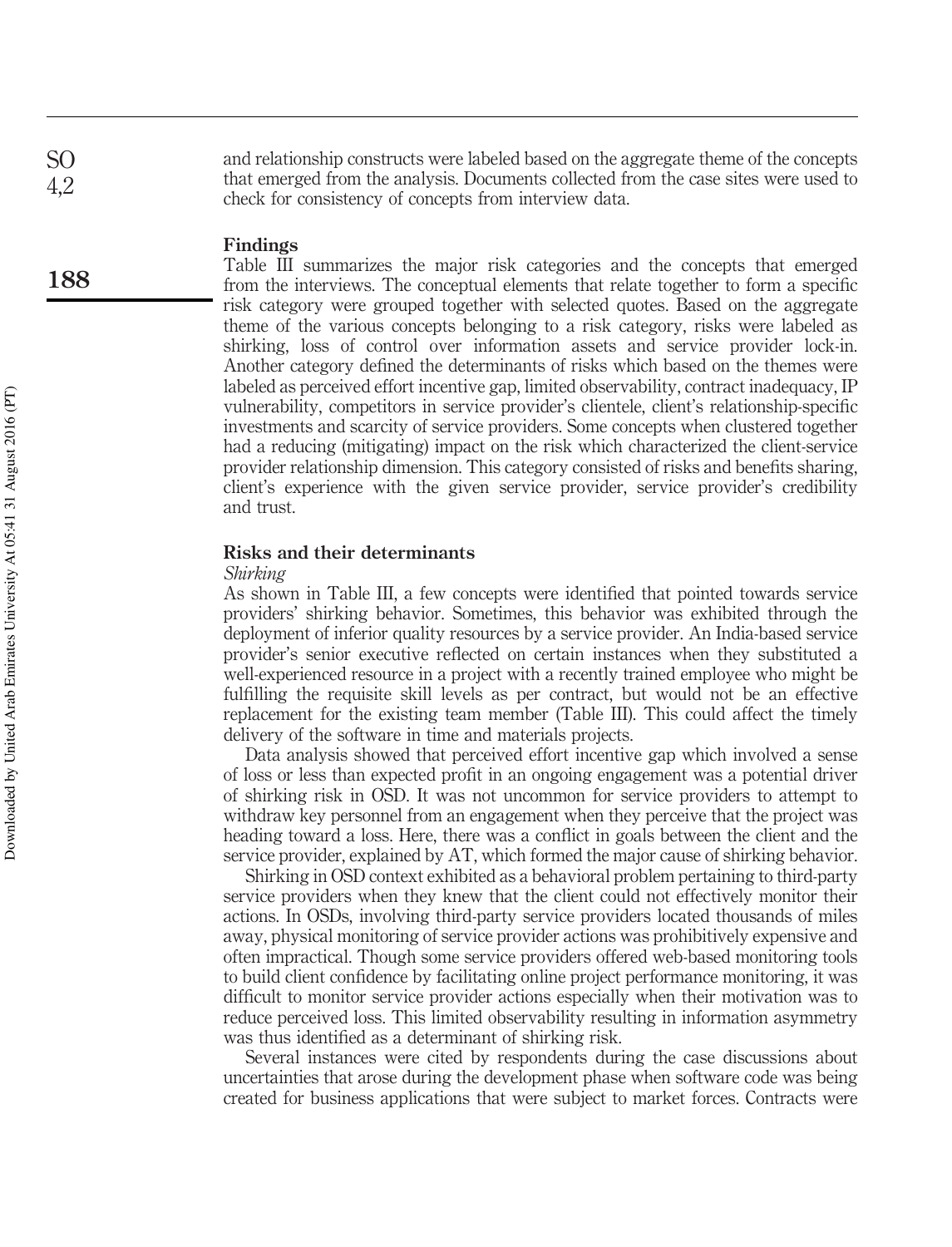and relationship constructs were labeled based on the aggregate theme of the concepts that emerged from the analysis. Documents collected from the case sites were used to check for consistency of concepts from interview data.

## Findings

Table III summarizes the major risk categories and the concepts that emerged from the interviews. The conceptual elements that relate together to form a specific risk category were grouped together with selected quotes. Based on the aggregate theme of the various concepts belonging to a risk category, risks were labeled as shirking, loss of control over information assets and service provider lock-in. Another category defined the determinants of risks which based on the themes were labeled as perceived effort incentive gap, limited observability, contract inadequacy, IP vulnerability, competitors in service provider's clientele, client's relationship-specific investments and scarcity of service providers. Some concepts when clustered together had a reducing (mitigating) impact on the risk which characterized the client-service provider relationship dimension. This category consisted of risks and benefits sharing, client's experience with the given service provider, service provider's credibility and trust.

## Risks and their determinants

### *Shirking*

As shown in Table III, a few concepts were identified that pointed towards service providers' shirking behavior. Sometimes, this behavior was exhibited through the deployment of inferior quality resources by a service provider. An India-based service provider's senior executive reflected on certain instances when they substituted a well-experienced resource in a project with a recently trained employee who might be fulfilling the requisite skill levels as per contract, but would not be an effective replacement for the existing team member (Table III). This could affect the timely delivery of the software in time and materials projects.

Data analysis showed that perceived effort incentive gap which involved a sense of loss or less than expected profit in an ongoing engagement was a potential driver of shirking risk in OSD. It was not uncommon for service providers to attempt to withdraw key personnel from an engagement when they perceive that the project was heading toward a loss. Here, there was a conflict in goals between the client and the service provider, explained by AT, which formed the major cause of shirking behavior.

Shirking in OSD context exhibited as a behavioral problem pertaining to third-party service providers when they knew that the client could not effectively monitor their actions. In OSDs, involving third-party service providers located thousands of miles away, physical monitoring of service provider actions was prohibitively expensive and often impractical. Though some service providers offered web-based monitoring tools to build client confidence by facilitating online project performance monitoring, it was difficult to monitor service provider actions especially when their motivation was to reduce perceived loss. This limited observability resulting in information asymmetry was thus identified as a determinant of shirking risk.

Several instances were cited by respondents during the case discussions about uncertainties that arose during the development phase when software code was being created for business applications that were subject to market forces. Contracts were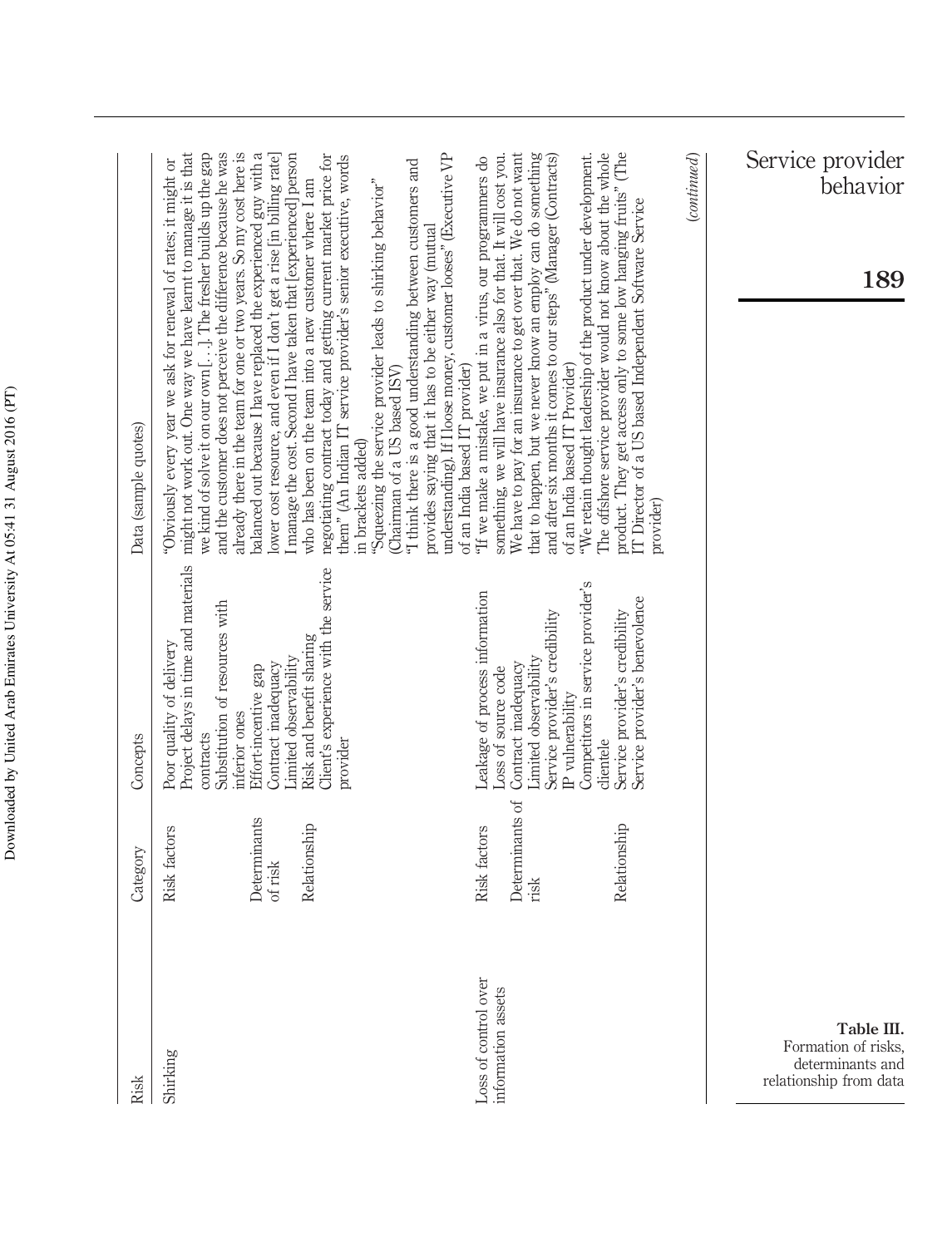| Risk | Category | Concepts | Data (sample quotes) |
|---|---|---|---|
| Shirking | Risk factors | Poor quality of delivery<br>Project delays in time and materials contracts<br>Substitution of resources with inferior ones | "Obviously every year we ask for renewal of rates; it might or might not work out. One way we have learnt to manage it is that we kind of solve it on our own [. . .]. The fresher builds up the gap and the customer does not perceive the difference because he was already there in the team for one or two years. So my cost here is balanced out because I have replaced the experienced guy with a lower cost resource, and even if I don't get a rise [in billing rate] I manage the cost. Second I have taken that [experienced] person who has been on the team into a new customer where I am negotiating contract today and getting current market price for them" (An Indian IT service provider's senior executive, words in brackets added)<br>"Squeezing the service provider leads to shirking behavior" (Chairman of a US based ISV)<br>"I think there is a good understanding between customers and provides saying that it has to be either way (mutual understanding). If I loose money, customer looses" (Executive VP of an India based IT provider) |
| | Determinants of risk | Effort-incentive gap<br>Contract inadequacy<br>Limited observability | |
| | Relationship | Risk and benefit sharing<br>Client's experience with the service provider | |
| Loss of control over information assets | Risk factors | Leakage of process information<br>Loss of source code | "If we make a mistake, we put in a virus, our programmers do something, we will have insurance also for that. It will cost you. We have to pay for an insurance to get over that. We do not want that to happen, but we never know an employ can do something and after six months it comes to our steps" (Manager (Contracts) of an India based IT Provider)<br>"We retain thought leadership of the product under development. The offshore service provider would not know about the whole product. They get access only to some low hanging fruits" (The IT Director of a US based Independent Software Service provider) |
| | Determinants of risk | Contract inadequacy<br>Limited observability<br>Service provider's credibility<br>IP vulnerability<br>Competitors in service provider's clientele | |
| | Relationship | Service provider's credibility<br>Service provider's benevolence | |

(continued)

**Table III.** Formation of risks, determinants and relationship from data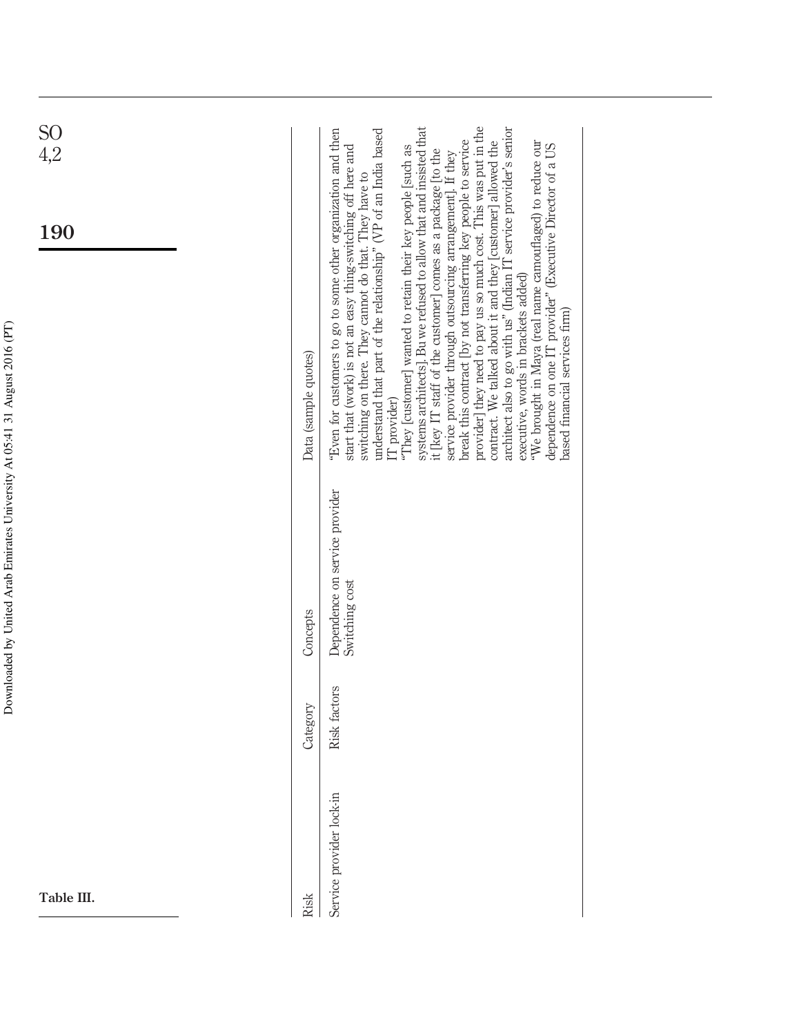**Table III.**

| Risk | Category | Concepts | Data (sample quotes) |
|---|---|---|---|
| Service provider lock-in | Risk factors | Dependence on service provider<br>Switching cost | "Even for customers to go to some other organization and then start that (work) is not an easy thing-switching off here and switching on there. They cannot do that. They have to understand that part of the relationship" (VP of an India based IT provider)<br>"They [customer] wanted to retain their key people [such as systems architects]. Bu we refused to allow that and insisted that it [key IT staff of the customer] comes as a package [to the service provider through outsourcing arrangement]. If they break this contract [by not transferring key people to service provider] they need to pay us so much cost. This was put in the contract. We talked about it and they [customer] allowed the architect also to go with us" (Indian IT service provider's senior executive, words in brackets added)<br>"We brought in Maya (real name camouflaged) to reduce our dependence on one IT provider" (Executive Director of a US based financial services firm) |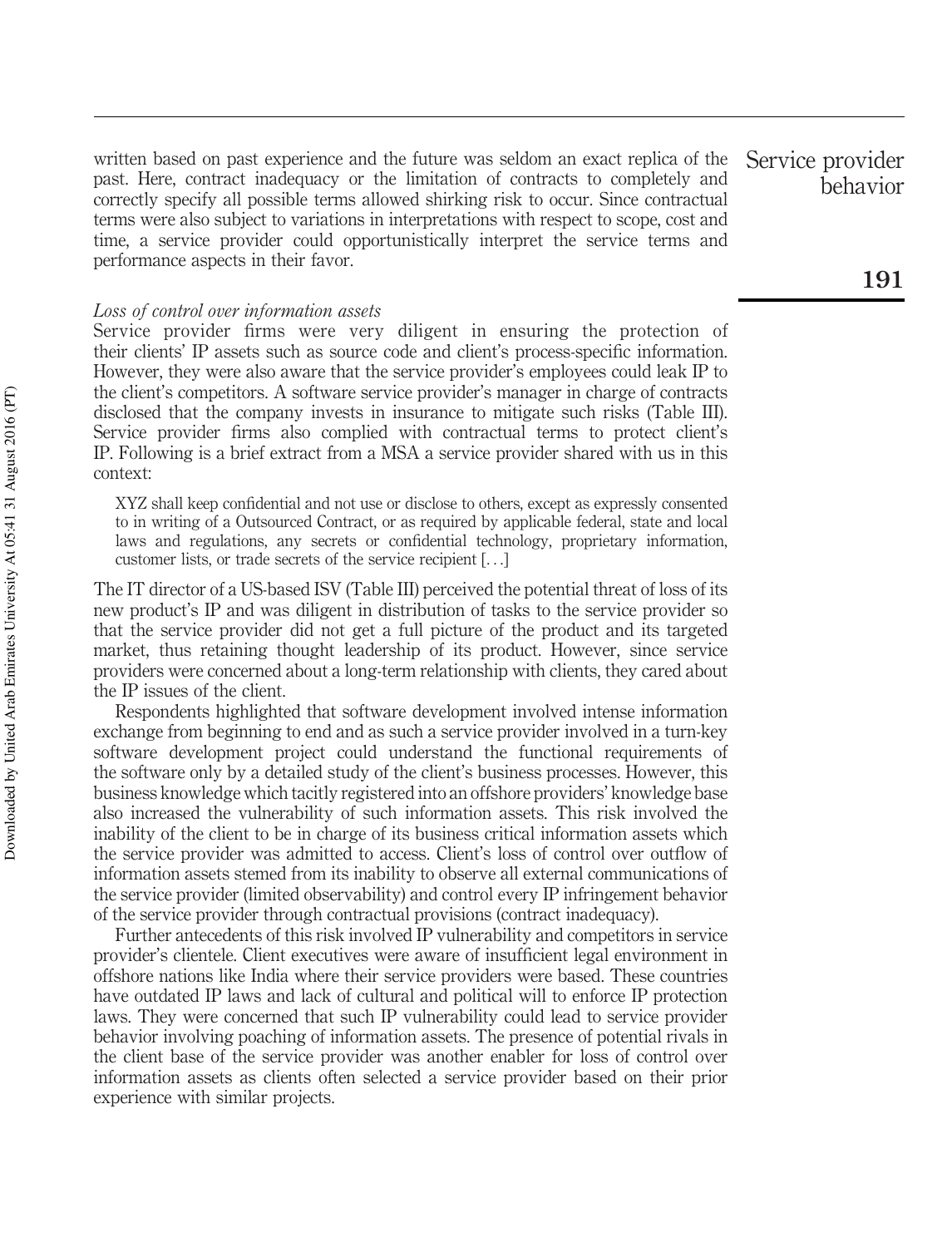written based on past experience and the future was seldom an exact replica of the past. Here, contract inadequacy or the limitation of contracts to completely and correctly specify all possible terms allowed shirking risk to occur. Since contractual terms were also subject to variations in interpretations with respect to scope, cost and time, a service provider could opportunistically interpret the service terms and performance aspects in their favor.

*Loss of control over information assets*

Service provider firms were very diligent in ensuring the protection of their clients' IP assets such as source code and client's process-specific information. However, they were also aware that the service provider's employees could leak IP to the client's competitors. A software service provider's manager in charge of contracts disclosed that the company invests in insurance to mitigate such risks (Table III). Service provider firms also complied with contractual terms to protect client's IP. Following is a brief extract from a MSA a service provider shared with us in this context:

> XYZ shall keep confidential and not use or disclose to others, except as expressly consented to in writing of a Outsourced Contract, or as required by applicable federal, state and local laws and regulations, any secrets or confidential technology, proprietary information, customer lists, or trade secrets of the service recipient [...]

The IT director of a US-based ISV (Table III) perceived the potential threat of loss of its new product's IP and was diligent in distribution of tasks to the service provider so that the service provider did not get a full picture of the product and its targeted market, thus retaining thought leadership of its product. However, since service providers were concerned about a long-term relationship with clients, they cared about the IP issues of the client.

Respondents highlighted that software development involved intense information exchange from beginning to end and as such a service provider involved in a turn-key software development project could understand the functional requirements of the software only by a detailed study of the client's business processes. However, this business knowledge which tacitly registered into an offshore providers' knowledge base also increased the vulnerability of such information assets. This risk involved the inability of the client to be in charge of its business critical information assets which the service provider was admitted to access. Client's loss of control over outflow of information assets stemed from its inability to observe all external communications of the service provider (limited observability) and control every IP infringement behavior of the service provider through contractual provisions (contract inadequacy).

Further antecedents of this risk involved IP vulnerability and competitors in service provider's clientele. Client executives were aware of insufficient legal environment in offshore nations like India where their service providers were based. These countries have outdated IP laws and lack of cultural and political will to enforce IP protection laws. They were concerned that such IP vulnerability could lead to service provider behavior involving poaching of information assets. The presence of potential rivals in the client base of the service provider was another enabler for loss of control over information assets as clients often selected a service provider based on their prior experience with similar projects.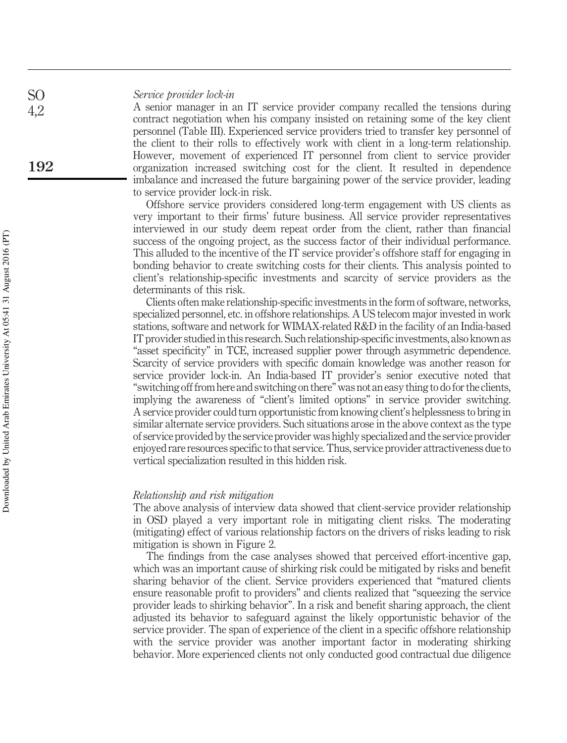*Service provider lock-in*

A senior manager in an IT service provider company recalled the tensions during contract negotiation when his company insisted on retaining some of the key client personnel (Table III). Experienced service providers tried to transfer key personnel of the client to their rolls to effectively work with client in a long-term relationship. However, movement of experienced IT personnel from client to service provider organization increased switching cost for the client. It resulted in dependence imbalance and increased the future bargaining power of the service provider, leading to service provider lock-in risk.

Offshore service providers considered long-term engagement with US clients as very important to their firms' future business. All service provider representatives interviewed in our study deem repeat order from the client, rather than financial success of the ongoing project, as the success factor of their individual performance. This alluded to the incentive of the IT service provider's offshore staff for engaging in bonding behavior to create switching costs for their clients. This analysis pointed to client's relationship-specific investments and scarcity of service providers as the determinants of this risk.

Clients often make relationship-specific investments in the form of software, networks, specialized personnel, etc. in offshore relationships. A US telecom major invested in work stations, software and network for WIMAX-related R&D in the facility of an India-based IT provider studied in this research. Such relationship-specific investments, also known as "asset specificity" in TCE, increased supplier power through asymmetric dependence. Scarcity of service providers with specific domain knowledge was another reason for service provider lock-in. An India-based IT provider's senior executive noted that "switching off from here and switching on there" was not an easy thing to do for the clients, implying the awareness of "client's limited options" in service provider switching. A service provider could turn opportunistic from knowing client's helplessness to bring in similar alternate service providers. Such situations arose in the above context as the type of service provided by the service provider was highly specialized and the service provider enjoyed rare resources specific to that service. Thus, service provider attractiveness due to vertical specialization resulted in this hidden risk.

*Relationship and risk mitigation*

The above analysis of interview data showed that client-service provider relationship in OSD played a very important role in mitigating client risks. The moderating (mitigating) effect of various relationship factors on the drivers of risks leading to risk mitigation is shown in Figure 2.

The findings from the case analyses showed that perceived effort-incentive gap, which was an important cause of shirking risk could be mitigated by risks and benefit sharing behavior of the client. Service providers experienced that "matured clients ensure reasonable profit to providers" and clients realized that "squeezing the service provider leads to shirking behavior". In a risk and benefit sharing approach, the client adjusted its behavior to safeguard against the likely opportunistic behavior of the service provider. The span of experience of the client in a specific offshore relationship with the service provider was another important factor in moderating shirking behavior. More experienced clients not only conducted good contractual due diligence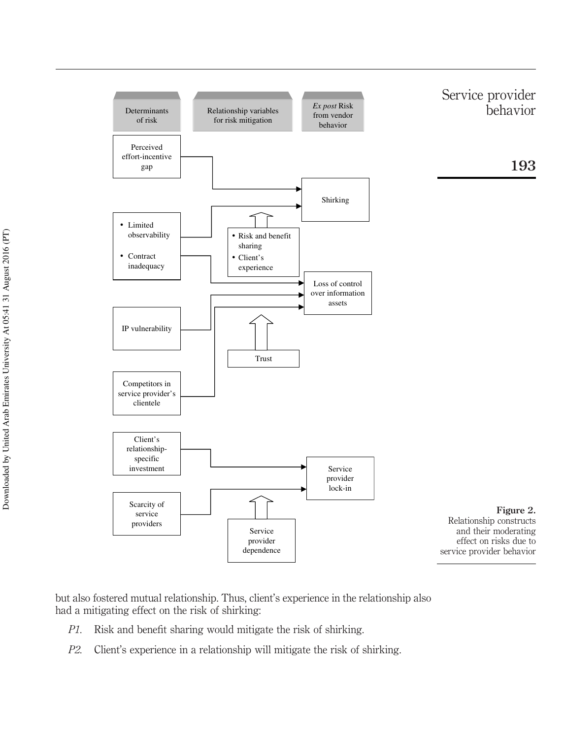**Figure 2.** Relationship constructs and their moderating effect on risks due to service provider behavior

but also fostered mutual relationship. Thus, client's experience in the relationship also had a mitigating effect on the risk of shirking:

*P1*. Risk and benefit sharing would mitigate the risk of shirking.

*P2*. Client's experience in a relationship will mitigate the risk of shirking.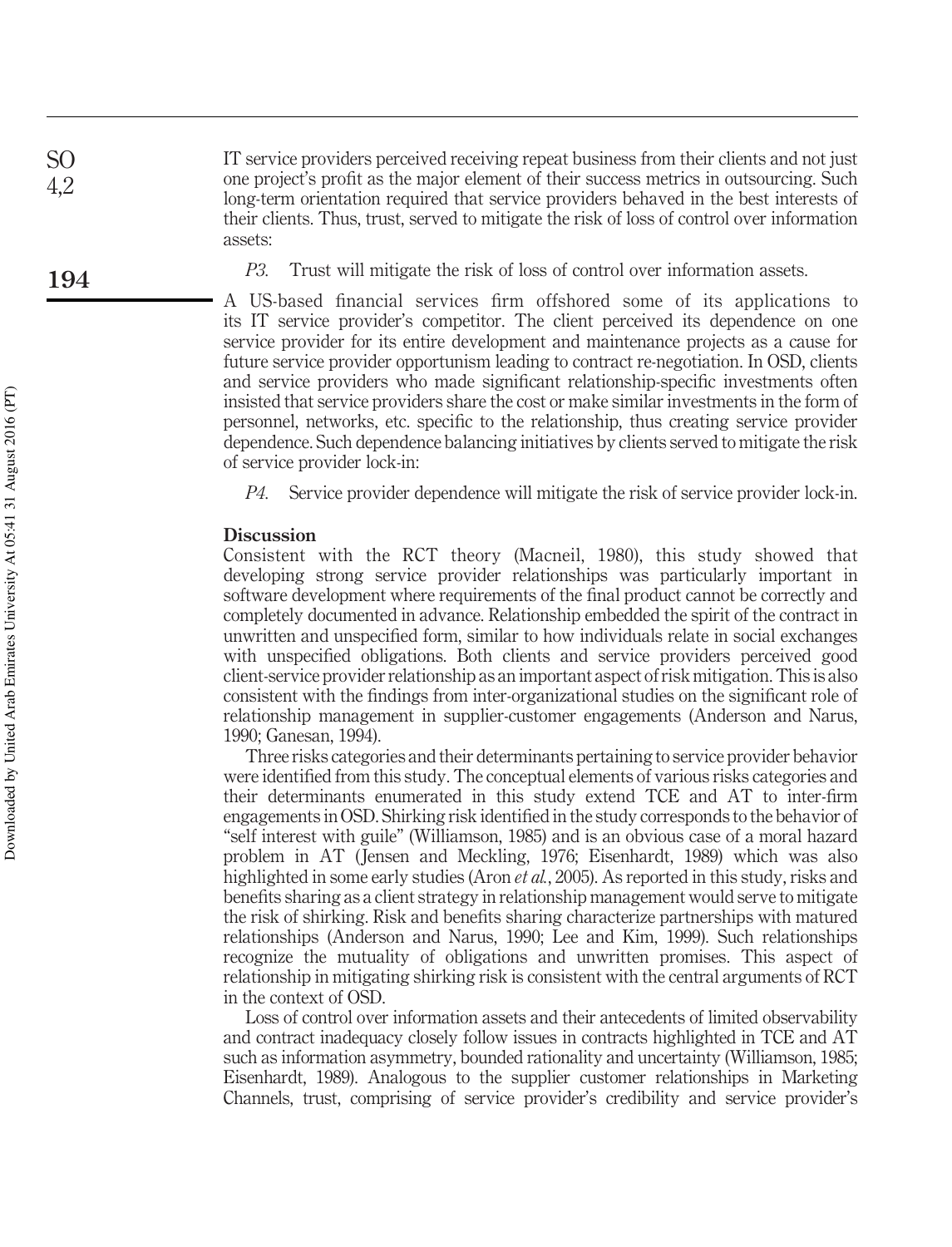IT service providers perceived receiving repeat business from their clients and not just one project's profit as the major element of their success metrics in outsourcing. Such long-term orientation required that service providers behaved in the best interests of their clients. Thus, trust, served to mitigate the risk of loss of control over information assets:

> *P3.* Trust will mitigate the risk of loss of control over information assets.

A US-based financial services firm offshored some of its applications to its IT service provider's competitor. The client perceived its dependence on one service provider for its entire development and maintenance projects as a cause for future service provider opportunism leading to contract re-negotiation. In OSD, clients and service providers who made significant relationship-specific investments often insisted that service providers share the cost or make similar investments in the form of personnel, networks, etc. specific to the relationship, thus creating service provider dependence. Such dependence balancing initiatives by clients served to mitigate the risk of service provider lock-in:

> *P4.* Service provider dependence will mitigate the risk of service provider lock-in.

## Discussion

Consistent with the RCT theory (Macneil, 1980), this study showed that developing strong service provider relationships was particularly important in software development where requirements of the final product cannot be correctly and completely documented in advance. Relationship embedded the spirit of the contract in unwritten and unspecified form, similar to how individuals relate in social exchanges with unspecified obligations. Both clients and service providers perceived good client-service provider relationship as an important aspect of risk mitigation. This is also consistent with the findings from inter-organizational studies on the significant role of relationship management in supplier-customer engagements (Anderson and Narus, 1990; Ganesan, 1994).

Three risks categories and their determinants pertaining to service provider behavior were identified from this study. The conceptual elements of various risks categories and their determinants enumerated in this study extend TCE and AT to inter-firm engagements in OSD. Shirking risk identified in the study corresponds to the behavior of "self interest with guile" (Williamson, 1985) and is an obvious case of a moral hazard problem in AT (Jensen and Meckling, 1976; Eisenhardt, 1989) which was also highlighted in some early studies (Aron *et al.*, 2005). As reported in this study, risks and benefits sharing as a client strategy in relationship management would serve to mitigate the risk of shirking. Risk and benefits sharing characterize partnerships with matured relationships (Anderson and Narus, 1990; Lee and Kim, 1999). Such relationships recognize the mutuality of obligations and unwritten promises. This aspect of relationship in mitigating shirking risk is consistent with the central arguments of RCT in the context of OSD.

Loss of control over information assets and their antecedents of limited observability and contract inadequacy closely follow issues in contracts highlighted in TCE and AT such as information asymmetry, bounded rationality and uncertainty (Williamson, 1985; Eisenhardt, 1989). Analogous to the supplier customer relationships in Marketing Channels, trust, comprising of service provider's credibility and service provider's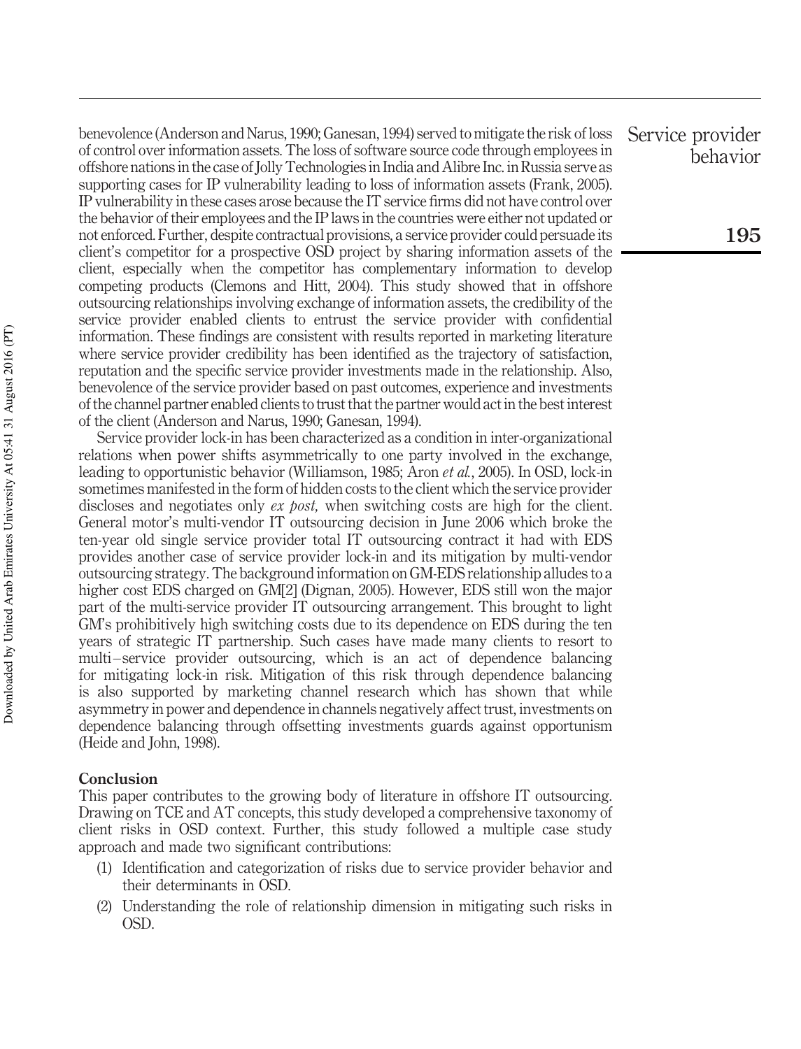benevolence (Anderson and Narus, 1990; Ganesan, 1994) served to mitigate the risk of loss of control over information assets. The loss of software source code through employees in offshore nations in the case of Jolly Technologies in India and Alibre Inc. in Russia serve as supporting cases for IP vulnerability leading to loss of information assets (Frank, 2005). IP vulnerability in these cases arose because the IT service firms did not have control over the behavior of their employees and the IP laws in the countries were either not updated or not enforced. Further, despite contractual provisions, a service provider could persuade its client's competitor for a prospective OSD project by sharing information assets of the client, especially when the competitor has complementary information to develop competing products (Clemons and Hitt, 2004). This study showed that in offshore outsourcing relationships involving exchange of information assets, the credibility of the service provider enabled clients to entrust the service provider with confidential information. These findings are consistent with results reported in marketing literature where service provider credibility has been identified as the trajectory of satisfaction, reputation and the specific service provider investments made in the relationship. Also, benevolence of the service provider based on past outcomes, experience and investments of the channel partner enabled clients to trust that the partner would act in the best interest of the client (Anderson and Narus, 1990; Ganesan, 1994).

Service provider lock-in has been characterized as a condition in inter-organizational relations when power shifts asymmetrically to one party involved in the exchange, leading to opportunistic behavior (Williamson, 1985; Aron *et al.*, 2005). In OSD, lock-in sometimes manifested in the form of hidden costs to the client which the service provider discloses and negotiates only *ex post,* when switching costs are high for the client. General motor's multi-vendor IT outsourcing decision in June 2006 which broke the ten-year old single service provider total IT outsourcing contract it had with EDS provides another case of service provider lock-in and its mitigation by multi-vendor outsourcing strategy. The background information on GM-EDS relationship alludes to a higher cost EDS charged on GM[2] (Dignan, 2005). However, EDS still won the major part of the multi-service provider IT outsourcing arrangement. This brought to light GM's prohibitively high switching costs due to its dependence on EDS during the ten years of strategic IT partnership. Such cases have made many clients to resort to multi–service provider outsourcing, which is an act of dependence balancing for mitigating lock-in risk. Mitigation of this risk through dependence balancing is also supported by marketing channel research which has shown that while asymmetry in power and dependence in channels negatively affect trust, investments on dependence balancing through offsetting investments guards against opportunism (Heide and John, 1998).

## Conclusion

This paper contributes to the growing body of literature in offshore IT outsourcing. Drawing on TCE and AT concepts, this study developed a comprehensive taxonomy of client risks in OSD context. Further, this study followed a multiple case study approach and made two significant contributions:

1. Identification and categorization of risks due to service provider behavior and their determinants in OSD.
2. Understanding the role of relationship dimension in mitigating such risks in OSD.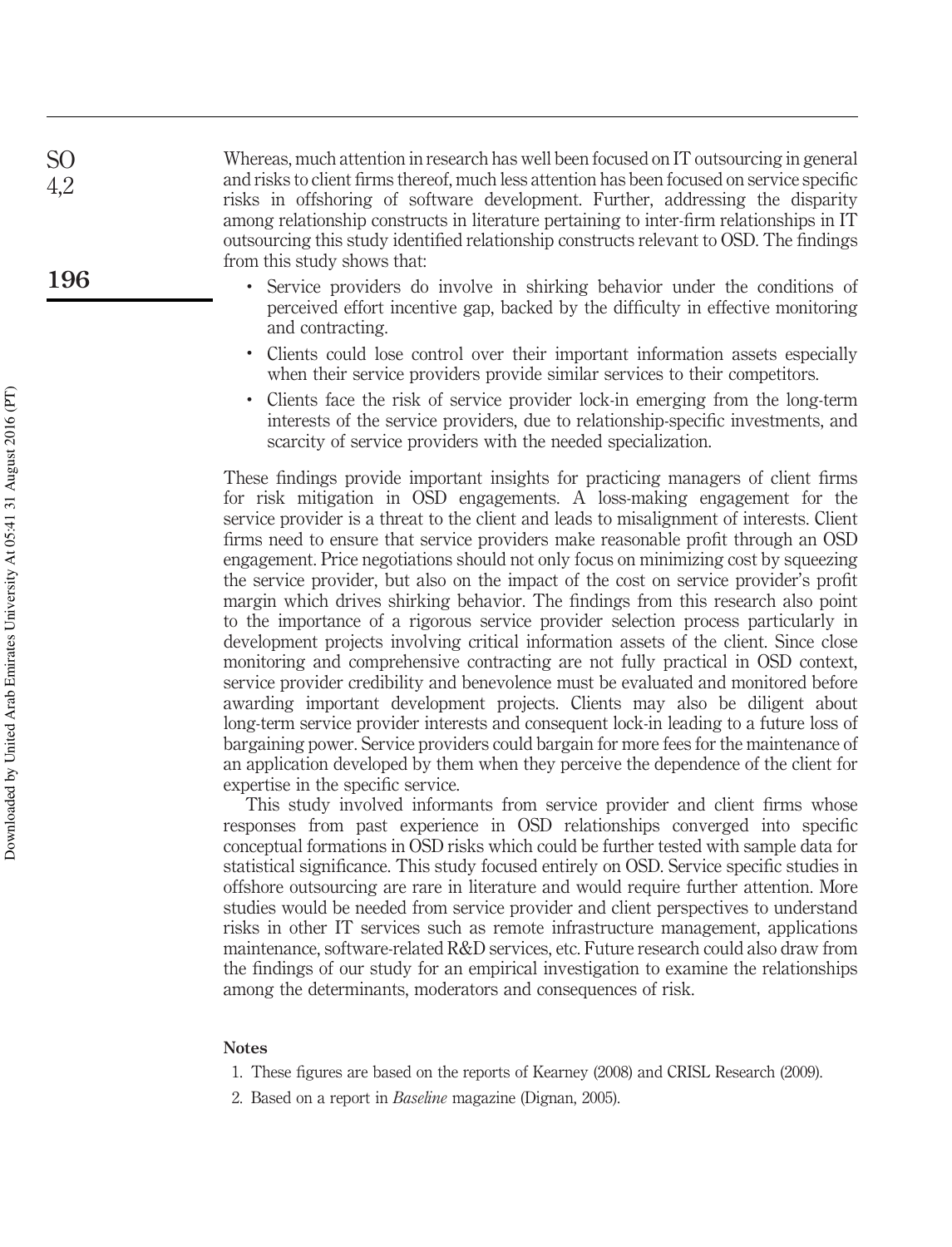Whereas, much attention in research has well been focused on IT outsourcing in general and risks to client firms thereof, much less attention has been focused on service specific risks in offshoring of software development. Further, addressing the disparity among relationship constructs in literature pertaining to inter-firm relationships in IT outsourcing this study identified relationship constructs relevant to OSD. The findings from this study shows that:

- Service providers do involve in shirking behavior under the conditions of perceived effort incentive gap, backed by the difficulty in effective monitoring and contracting.
- Clients could lose control over their important information assets especially when their service providers provide similar services to their competitors.
- Clients face the risk of service provider lock-in emerging from the long-term interests of the service providers, due to relationship-specific investments, and scarcity of service providers with the needed specialization.

These findings provide important insights for practicing managers of client firms for risk mitigation in OSD engagements. A loss-making engagement for the service provider is a threat to the client and leads to misalignment of interests. Client firms need to ensure that service providers make reasonable profit through an OSD engagement. Price negotiations should not only focus on minimizing cost by squeezing the service provider, but also on the impact of the cost on service provider's profit margin which drives shirking behavior. The findings from this research also point to the importance of a rigorous service provider selection process particularly in development projects involving critical information assets of the client. Since close monitoring and comprehensive contracting are not fully practical in OSD context, service provider credibility and benevolence must be evaluated and monitored before awarding important development projects. Clients may also be diligent about long-term service provider interests and consequent lock-in leading to a future loss of bargaining power. Service providers could bargain for more fees for the maintenance of an application developed by them when they perceive the dependence of the client for expertise in the specific service.

This study involved informants from service provider and client firms whose responses from past experience in OSD relationships converged into specific conceptual formations in OSD risks which could be further tested with sample data for statistical significance. This study focused entirely on OSD. Service specific studies in offshore outsourcing are rare in literature and would require further attention. More studies would be needed from service provider and client perspectives to understand risks in other IT services such as remote infrastructure management, applications maintenance, software-related R&D services, etc. Future research could also draw from the findings of our study for an empirical investigation to examine the relationships among the determinants, moderators and consequences of risk.

## Notes

1. These figures are based on the reports of Kearney (2008) and CRISL Research (2009).
2. Based on a report in *Baseline* magazine (Dignan, 2005).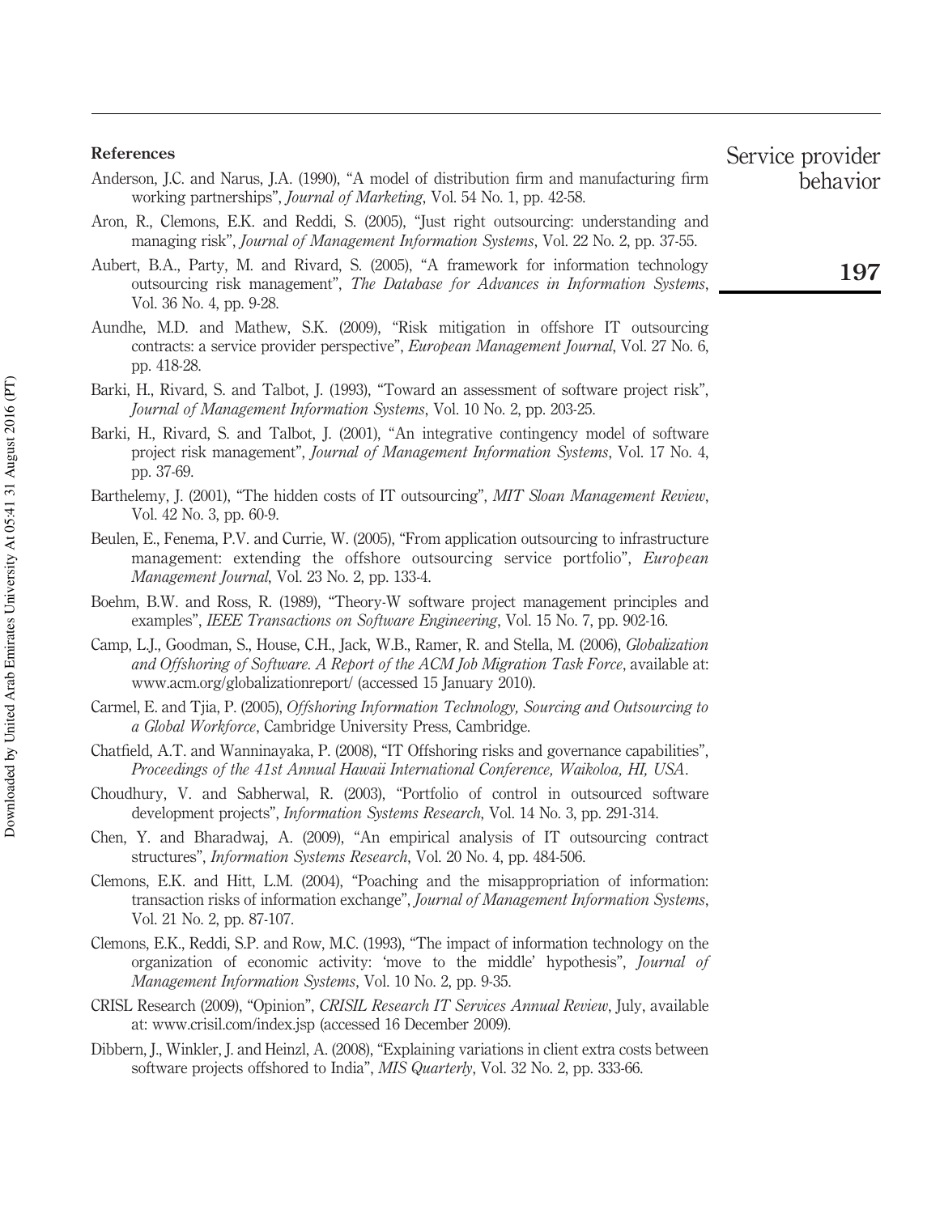## References

Anderson, J.C. and Narus, J.A. (1990), "A model of distribution firm and manufacturing firm working partnerships", *Journal of Marketing*, Vol. 54 No. 1, pp. 42-58.

Aron, R., Clemons, E.K. and Reddi, S. (2005), "Just right outsourcing: understanding and managing risk", *Journal of Management Information Systems*, Vol. 22 No. 2, pp. 37-55.

Aubert, B.A., Party, M. and Rivard, S. (2005), "A framework for information technology outsourcing risk management", *The Database for Advances in Information Systems*, Vol. 36 No. 4, pp. 9-28.

Aundhe, M.D. and Mathew, S.K. (2009), "Risk mitigation in offshore IT outsourcing contracts: a service provider perspective", *European Management Journal*, Vol. 27 No. 6, pp. 418-28.

Barki, H., Rivard, S. and Talbot, J. (1993), "Toward an assessment of software project risk", *Journal of Management Information Systems*, Vol. 10 No. 2, pp. 203-25.

Barki, H., Rivard, S. and Talbot, J. (2001), "An integrative contingency model of software project risk management", *Journal of Management Information Systems*, Vol. 17 No. 4, pp. 37-69.

Barthelemy, J. (2001), "The hidden costs of IT outsourcing", *MIT Sloan Management Review*, Vol. 42 No. 3, pp. 60-9.

Beulen, E., Fenema, P.V. and Currie, W. (2005), "From application outsourcing to infrastructure management: extending the offshore outsourcing service portfolio", *European Management Journal*, Vol. 23 No. 2, pp. 133-4.

Boehm, B.W. and Ross, R. (1989), "Theory-W software project management principles and examples", *IEEE Transactions on Software Engineering*, Vol. 15 No. 7, pp. 902-16.

Camp, L.J., Goodman, S., House, C.H., Jack, W.B., Ramer, R. and Stella, M. (2006), *Globalization and Offshoring of Software. A Report of the ACM Job Migration Task Force*, available at: www.acm.org/globalizationreport/ (accessed 15 January 2010).

Carmel, E. and Tjia, P. (2005), *Offshoring Information Technology, Sourcing and Outsourcing to a Global Workforce*, Cambridge University Press, Cambridge.

Chatfield, A.T. and Wanninayaka, P. (2008), "IT Offshoring risks and governance capabilities", *Proceedings of the 41st Annual Hawaii International Conference, Waikoloa, HI, USA*.

Choudhury, V. and Sabherwal, R. (2003), "Portfolio of control in outsourced software development projects", *Information Systems Research*, Vol. 14 No. 3, pp. 291-314.

Chen, Y. and Bharadwaj, A. (2009), "An empirical analysis of IT outsourcing contract structures", *Information Systems Research*, Vol. 20 No. 4, pp. 484-506.

Clemons, E.K. and Hitt, L.M. (2004), "Poaching and the misappropriation of information: transaction risks of information exchange", *Journal of Management Information Systems*, Vol. 21 No. 2, pp. 87-107.

Clemons, E.K., Reddi, S.P. and Row, M.C. (1993), "The impact of information technology on the organization of economic activity: 'move to the middle' hypothesis", *Journal of Management Information Systems*, Vol. 10 No. 2, pp. 9-35.

CRISL Research (2009), "Opinion", *CRISIL Research IT Services Annual Review*, July, available at: www.crisil.com/index.jsp (accessed 16 December 2009).

Dibbern, J., Winkler, J. and Heinzl, A. (2008), "Explaining variations in client extra costs between software projects offshored to India", *MIS Quarterly*, Vol. 32 No. 2, pp. 333-66.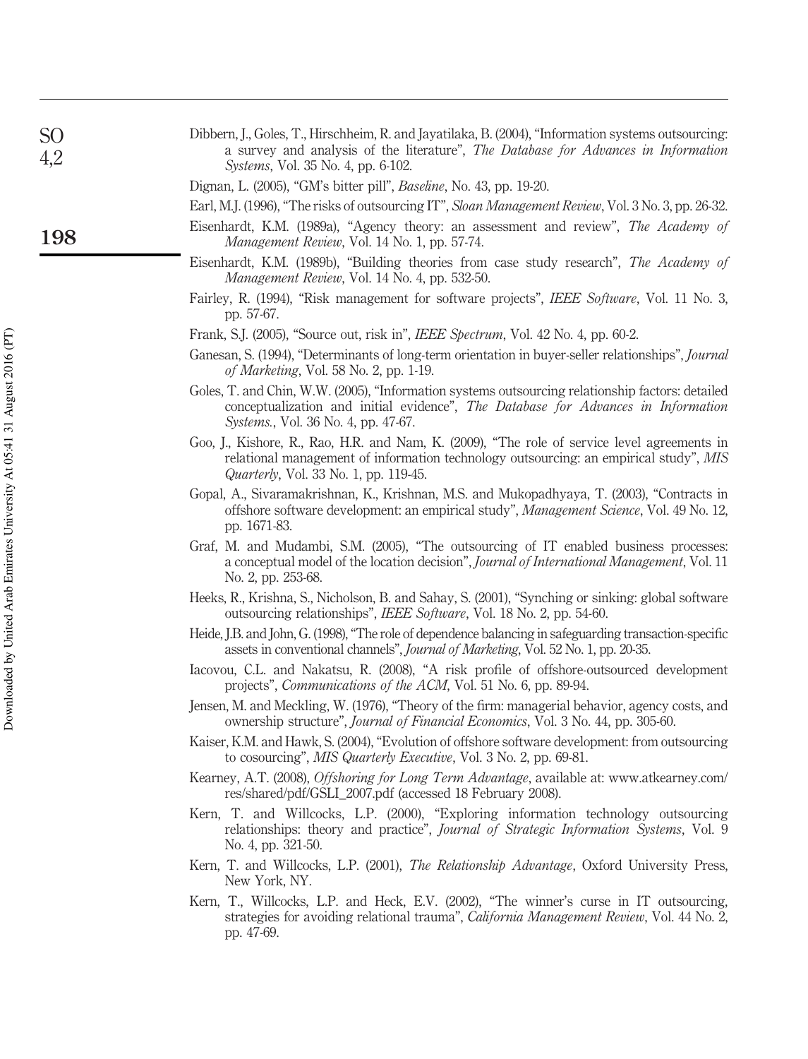Dibbern, J., Goles, T., Hirschheim, R. and Jayatilaka, B. (2004), "Information systems outsourcing: a survey and analysis of the literature", *The Database for Advances in Information Systems*, Vol. 35 No. 4, pp. 6-102.

Dignan, L. (2005), "GM's bitter pill", *Baseline*, No. 43, pp. 19-20.

Earl, M.J. (1996), "The risks of outsourcing IT", *Sloan Management Review*, Vol. 3 No. 3, pp. 26-32.

Eisenhardt, K.M. (1989a), "Agency theory: an assessment and review", *The Academy of Management Review*, Vol. 14 No. 1, pp. 57-74.

Eisenhardt, K.M. (1989b), "Building theories from case study research", *The Academy of Management Review*, Vol. 14 No. 4, pp. 532-50.

Fairley, R. (1994), "Risk management for software projects", *IEEE Software*, Vol. 11 No. 3, pp. 57-67.

Frank, S.J. (2005), "Source out, risk in", *IEEE Spectrum*, Vol. 42 No. 4, pp. 60-2.

Ganesan, S. (1994), "Determinants of long-term orientation in buyer-seller relationships", *Journal of Marketing*, Vol. 58 No. 2, pp. 1-19.

Goles, T. and Chin, W.W. (2005), "Information systems outsourcing relationship factors: detailed conceptualization and initial evidence", *The Database for Advances in Information Systems.*, Vol. 36 No. 4, pp. 47-67.

Goo, J., Kishore, R., Rao, H.R. and Nam, K. (2009), "The role of service level agreements in relational management of information technology outsourcing: an empirical study", *MIS Quarterly*, Vol. 33 No. 1, pp. 119-45.

Gopal, A., Sivaramakrishnan, K., Krishnan, M.S. and Mukopadhyaya, T. (2003), "Contracts in offshore software development: an empirical study", *Management Science*, Vol. 49 No. 12, pp. 1671-83.

Graf, M. and Mudambi, S.M. (2005), "The outsourcing of IT enabled business processes: a conceptual model of the location decision", *Journal of International Management*, Vol. 11 No. 2, pp. 253-68.

Heeks, R., Krishna, S., Nicholson, B. and Sahay, S. (2001), "Synching or sinking: global software outsourcing relationships", *IEEE Software*, Vol. 18 No. 2, pp. 54-60.

Heide, J.B. and John, G. (1998), "The role of dependence balancing in safeguarding transaction-specific assets in conventional channels", *Journal of Marketing*, Vol. 52 No. 1, pp. 20-35.

Iacovou, C.L. and Nakatsu, R. (2008), "A risk profile of offshore-outsourced development projects", *Communications of the ACM*, Vol. 51 No. 6, pp. 89-94.

Jensen, M. and Meckling, W. (1976), "Theory of the firm: managerial behavior, agency costs, and ownership structure", *Journal of Financial Economics*, Vol. 3 No. 44, pp. 305-60.

Kaiser, K.M. and Hawk, S. (2004), "Evolution of offshore software development: from outsourcing to cosourcing", *MIS Quarterly Executive*, Vol. 3 No. 2, pp. 69-81.

Kearney, A.T. (2008), *Offshoring for Long Term Advantage*, available at: www.atkearney.com/res/shared/pdf/GSLI_2007.pdf (accessed 18 February 2008).

Kern, T. and Willcocks, L.P. (2000), "Exploring information technology outsourcing relationships: theory and practice", *Journal of Strategic Information Systems*, Vol. 9 No. 4, pp. 321-50.

Kern, T. and Willcocks, L.P. (2001), *The Relationship Advantage*, Oxford University Press, New York, NY.

Kern, T., Willcocks, L.P. and Heck, E.V. (2002), "The winner's curse in IT outsourcing, strategies for avoiding relational trauma", *California Management Review*, Vol. 44 No. 2, pp. 47-69.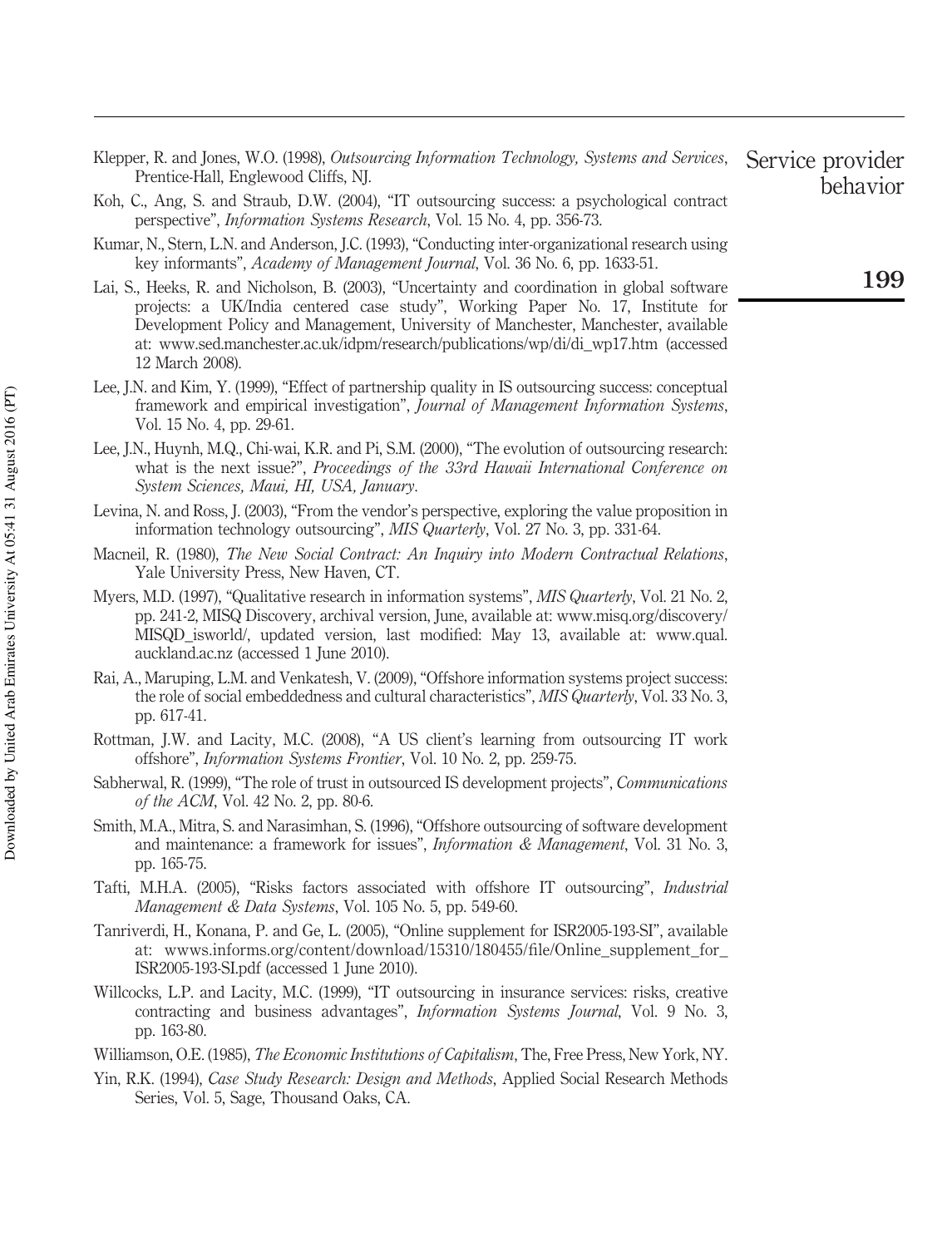Klepper, R. and Jones, W.O. (1998), *Outsourcing Information Technology, Systems and Services*, Prentice-Hall, Englewood Cliffs, NJ.

Koh, C., Ang, S. and Straub, D.W. (2004), "IT outsourcing success: a psychological contract perspective", *Information Systems Research*, Vol. 15 No. 4, pp. 356-73.

Kumar, N., Stern, L.N. and Anderson, J.C. (1993), "Conducting inter-organizational research using key informants", *Academy of Management Journal*, Vol. 36 No. 6, pp. 1633-51.

Lai, S., Heeks, R. and Nicholson, B. (2003), "Uncertainty and coordination in global software projects: a UK/India centered case study", Working Paper No. 17, Institute for Development Policy and Management, University of Manchester, Manchester, available at: www.sed.manchester.ac.uk/idpm/research/publications/wp/di/di_wp17.htm (accessed 12 March 2008).

Lee, J.N. and Kim, Y. (1999), "Effect of partnership quality in IS outsourcing success: conceptual framework and empirical investigation", *Journal of Management Information Systems*, Vol. 15 No. 4, pp. 29-61.

Lee, J.N., Huynh, M.Q., Chi-wai, K.R. and Pi, S.M. (2000), "The evolution of outsourcing research: what is the next issue?", *Proceedings of the 33rd Hawaii International Conference on System Sciences, Maui, HI, USA, January*.

Levina, N. and Ross, J. (2003), "From the vendor's perspective, exploring the value proposition in information technology outsourcing", *MIS Quarterly*, Vol. 27 No. 3, pp. 331-64.

Macneil, R. (1980), *The New Social Contract: An Inquiry into Modern Contractual Relations*, Yale University Press, New Haven, CT.

Myers, M.D. (1997), "Qualitative research in information systems", *MIS Quarterly*, Vol. 21 No. 2, pp. 241-2, MISQ Discovery, archival version, June, available at: www.misq.org/discovery/MISQD_isworld/, updated version, last modified: May 13, available at: www.qual.auckland.ac.nz (accessed 1 June 2010).

Rai, A., Maruping, L.M. and Venkatesh, V. (2009), "Offshore information systems project success: the role of social embeddedness and cultural characteristics", *MIS Quarterly*, Vol. 33 No. 3, pp. 617-41.

Rottman, J.W. and Lacity, M.C. (2008), "A US client's learning from outsourcing IT work offshore", *Information Systems Frontier*, Vol. 10 No. 2, pp. 259-75.

Sabherwal, R. (1999), "The role of trust in outsourced IS development projects", *Communications of the ACM*, Vol. 42 No. 2, pp. 80-6.

Smith, M.A., Mitra, S. and Narasimhan, S. (1996), "Offshore outsourcing of software development and maintenance: a framework for issues", *Information & Management*, Vol. 31 No. 3, pp. 165-75.

Tafti, M.H.A. (2005), "Risks factors associated with offshore IT outsourcing", *Industrial Management & Data Systems*, Vol. 105 No. 5, pp. 549-60.

Tanriverdi, H., Konana, P. and Ge, L. (2005), "Online supplement for ISR2005-193-SI", available at: wwws.informs.org/content/download/15310/180455/file/Online_supplement_for_ISR2005-193-SI.pdf (accessed 1 June 2010).

Willcocks, L.P. and Lacity, M.C. (1999), "IT outsourcing in insurance services: risks, creative contracting and business advantages", *Information Systems Journal*, Vol. 9 No. 3, pp. 163-80.

Williamson, O.E. (1985), *The Economic Institutions of Capitalism*, The, Free Press, New York, NY.

Yin, R.K. (1994), *Case Study Research: Design and Methods*, Applied Social Research Methods Series, Vol. 5, Sage, Thousand Oaks, CA.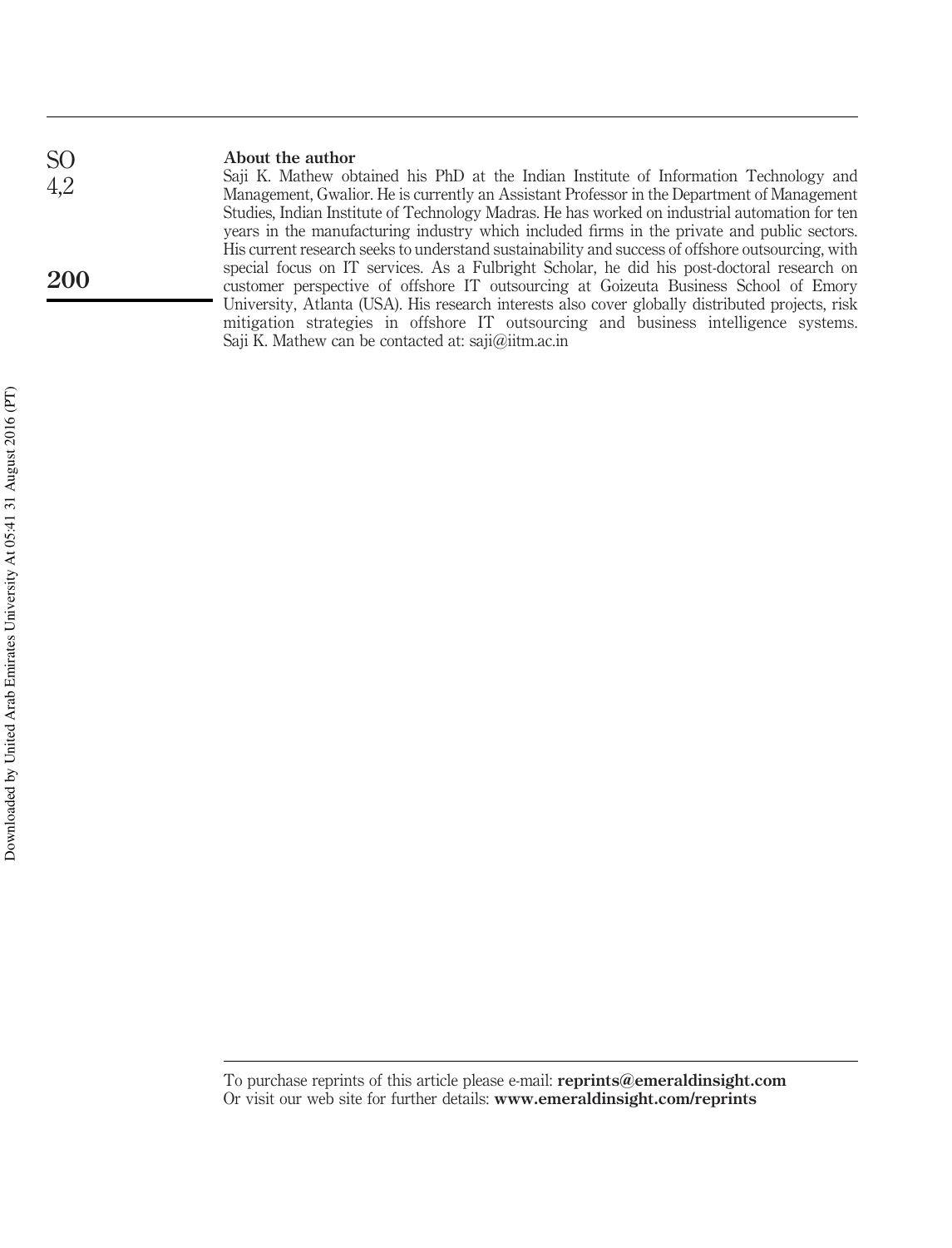## About the author

Saji K. Mathew obtained his PhD at the Indian Institute of Information Technology and Management, Gwalior. He is currently an Assistant Professor in the Department of Management Studies, Indian Institute of Technology Madras. He has worked on industrial automation for ten years in the manufacturing industry which included firms in the private and public sectors. His current research seeks to understand sustainability and success of offshore outsourcing, with special focus on IT services. As a Fulbright Scholar, he did his post-doctoral research on customer perspective of offshore IT outsourcing at Goizeuta Business School of Emory University, Atlanta (USA). His research interests also cover globally distributed projects, risk mitigation strategies in offshore IT outsourcing and business intelligence systems. Saji K. Mathew can be contacted at: saji@iitm.ac.in

To purchase reprints of this article please e-mail: **reprints@emeraldinsight.com**
Or visit our web site for further details: **www.emeraldinsight.com/reprints**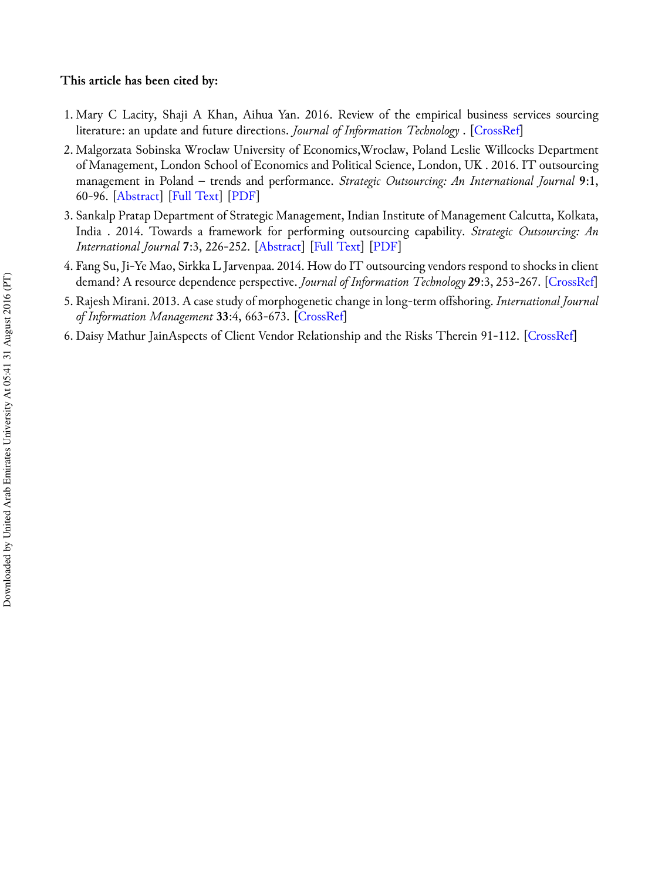**This article has been cited by:**

1. Mary C Lacity, Shaji A Khan, Aihua Yan. 2016. Review of the empirical business services sourcing literature: an update and future directions. *Journal of Information Technology* . [CrossRef]
2. Malgorzata Sobinska Wroclaw University of Economics,Wroclaw, Poland Leslie Willcocks Department of Management, London School of Economics and Political Science, London, UK . 2016. IT outsourcing management in Poland – trends and performance. *Strategic Outsourcing: An International Journal* **9**:1, 60-96. [Abstract] [Full Text] [PDF]
3. Sankalp Pratap Department of Strategic Management, Indian Institute of Management Calcutta, Kolkata, India . 2014. Towards a framework for performing outsourcing capability. *Strategic Outsourcing: An International Journal* **7**:3, 226-252. [Abstract] [Full Text] [PDF]
4. Fang Su, Ji-Ye Mao, Sirkka L Jarvenpaa. 2014. How do IT outsourcing vendors respond to shocks in client demand? A resource dependence perspective. *Journal of Information Technology* **29**:3, 253-267. [CrossRef]
5. Rajesh Mirani. 2013. A case study of morphogenetic change in long-term offshoring. *International Journal of Information Management* **33**:4, 663-673. [CrossRef]
6. Daisy Mathur JainAspects of Client Vendor Relationship and the Risks Therein 91-112. [CrossRef]